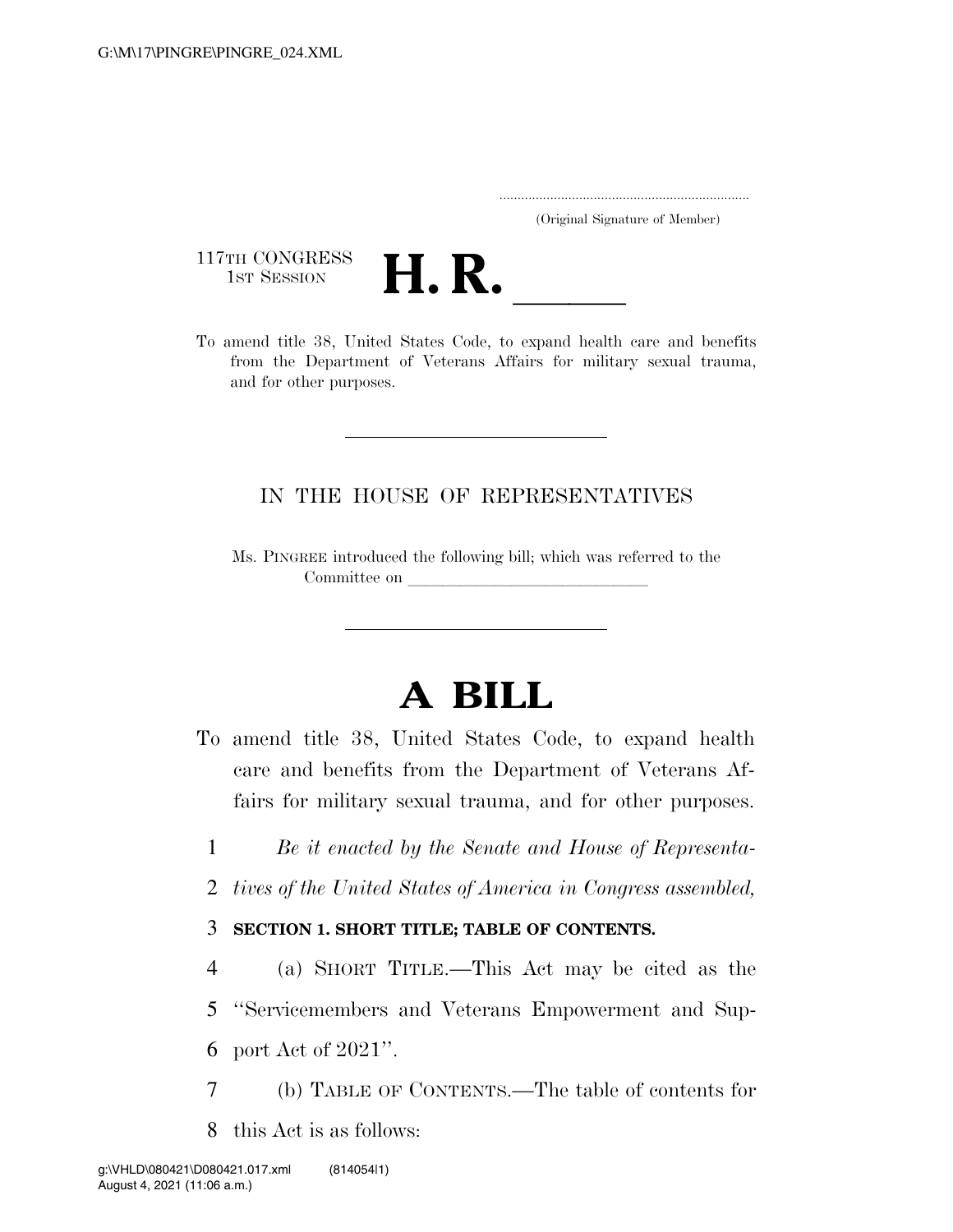(Original Signature of Member)

117TH CONGRESS
1ST SESSION

# H. R. \_\_\_\_\_

To amend title 38, United States Code, to expand health care and benefits from the Department of Veterans Affairs for military sexual trauma, and for other purposes.

IN THE HOUSE OF REPRESENTATIVES

Ms. PINGREE introduced the following bill; which was referred to the Committee on \_\_\_\_\_\_\_\_\_\_\_\_\_\_\_\_\_\_\_\_\_\_\_\_\_\_\_\_\_\_

# A BILL

To amend title 38, United States Code, to expand health care and benefits from the Department of Veterans Affairs for military sexual trauma, and for other purposes.

*Be it enacted by the Senate and House of Representatives of the United States of America in Congress assembled,*

**SECTION 1. SHORT TITLE; TABLE OF CONTENTS.**

(a) SHORT TITLE.—This Act may be cited as the "Servicemembers and Veterans Empowerment and Support Act of 2021".

(b) TABLE OF CONTENTS.—The table of contents for this Act is as follows: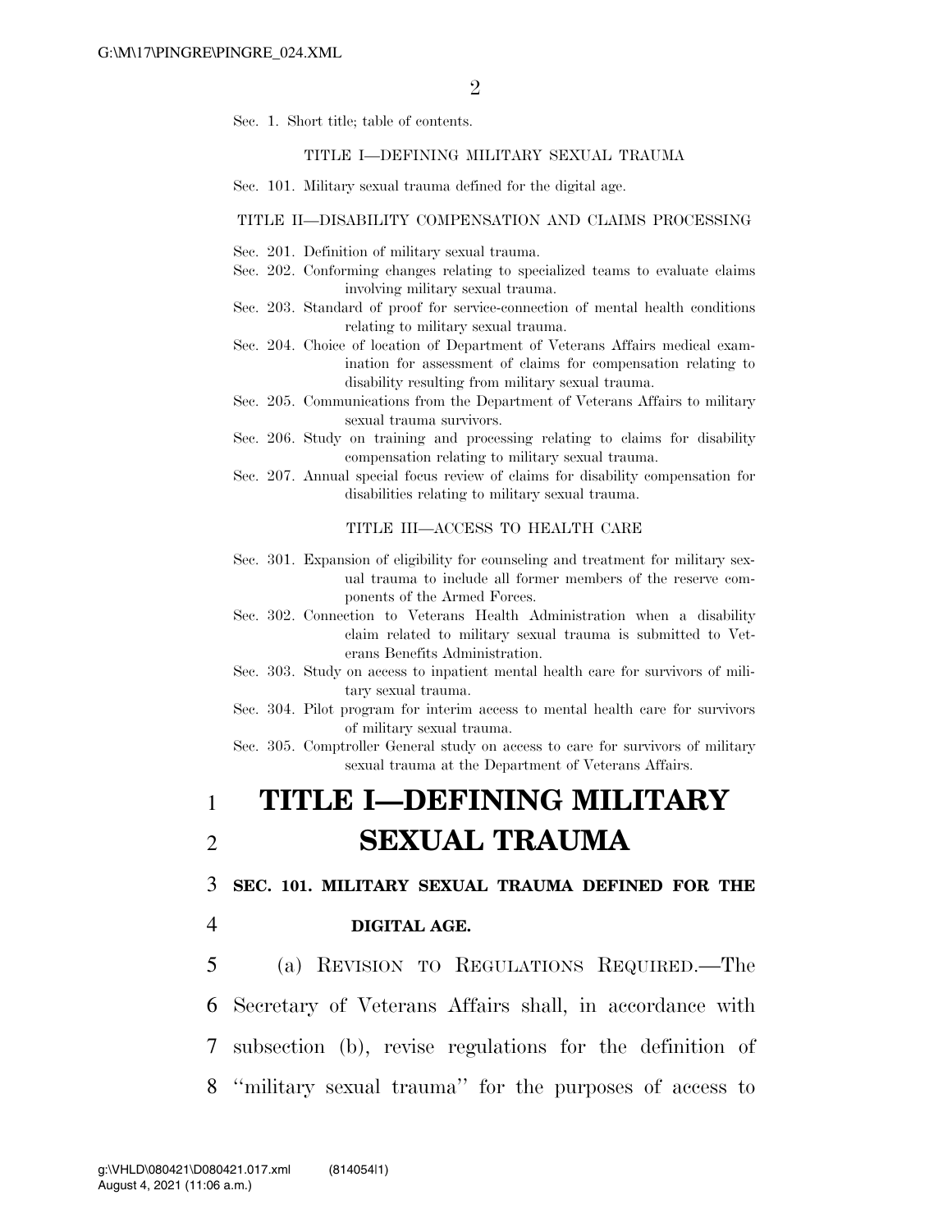Sec. 1. Short title; table of contents.

TITLE I—DEFINING MILITARY SEXUAL TRAUMA

Sec. 101. Military sexual trauma defined for the digital age.

TITLE II—DISABILITY COMPENSATION AND CLAIMS PROCESSING

Sec. 201. Definition of military sexual trauma.
Sec. 202. Conforming changes relating to specialized teams to evaluate claims involving military sexual trauma.
Sec. 203. Standard of proof for service-connection of mental health conditions relating to military sexual trauma.
Sec. 204. Choice of location of Department of Veterans Affairs medical examination for assessment of claims for compensation relating to disability resulting from military sexual trauma.
Sec. 205. Communications from the Department of Veterans Affairs to military sexual trauma survivors.
Sec. 206. Study on training and processing relating to claims for disability compensation relating to military sexual trauma.
Sec. 207. Annual special focus review of claims for disability compensation for disabilities relating to military sexual trauma.

TITLE III—ACCESS TO HEALTH CARE

Sec. 301. Expansion of eligibility for counseling and treatment for military sexual trauma to include all former members of the reserve components of the Armed Forces.
Sec. 302. Connection to Veterans Health Administration when a disability claim related to military sexual trauma is submitted to Veterans Benefits Administration.
Sec. 303. Study on access to inpatient mental health care for survivors of military sexual trauma.
Sec. 304. Pilot program for interim access to mental health care for survivors of military sexual trauma.
Sec. 305. Comptroller General study on access to care for survivors of military sexual trauma at the Department of Veterans Affairs.

# TITLE I—DEFINING MILITARY SEXUAL TRAUMA

## SEC. 101. MILITARY SEXUAL TRAUMA DEFINED FOR THE DIGITAL AGE.

(a) REVISION TO REGULATIONS REQUIRED.—The Secretary of Veterans Affairs shall, in accordance with subsection (b), revise regulations for the definition of ''military sexual trauma'' for the purposes of access to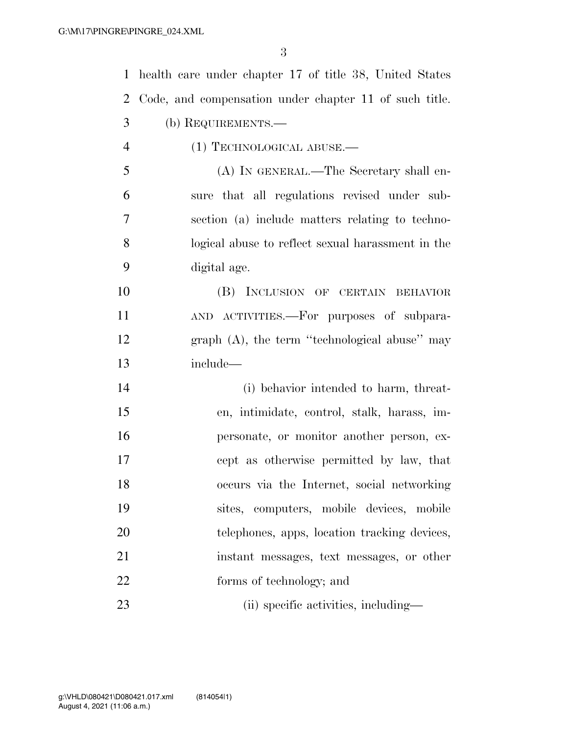health care under chapter 17 of title 38, United States Code, and compensation under chapter 11 of such title.

(b) REQUIREMENTS.—

(1) TECHNOLOGICAL ABUSE.—

(A) IN GENERAL.—The Secretary shall ensure that all regulations revised under subsection (a) include matters relating to technological abuse to reflect sexual harassment in the digital age.

(B) INCLUSION OF CERTAIN BEHAVIOR AND ACTIVITIES.—For purposes of subparagraph (A), the term "technological abuse" may include—

(i) behavior intended to harm, threaten, intimidate, control, stalk, harass, impersonate, or monitor another person, except as otherwise permitted by law, that occurs via the Internet, social networking sites, computers, mobile devices, mobile telephones, apps, location tracking devices, instant messages, text messages, or other forms of technology; and

(ii) specific activities, including—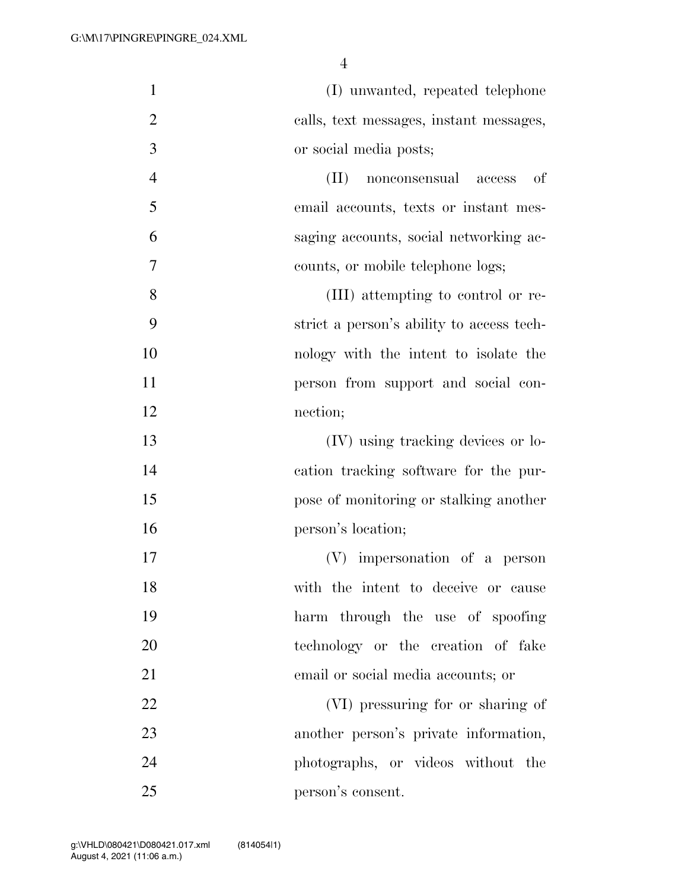(I) unwanted, repeated telephone calls, text messages, instant messages, or social media posts;

(II) nonconsensual access of email accounts, texts or instant messaging accounts, social networking accounts, or mobile telephone logs;

(III) attempting to control or restrict a person's ability to access technology with the intent to isolate the person from support and social connection;

(IV) using tracking devices or location tracking software for the purpose of monitoring or stalking another person's location;

(V) impersonation of a person with the intent to deceive or cause harm through the use of spoofing technology or the creation of fake email or social media accounts; or

(VI) pressuring for or sharing of another person's private information, photographs, or videos without the person's consent.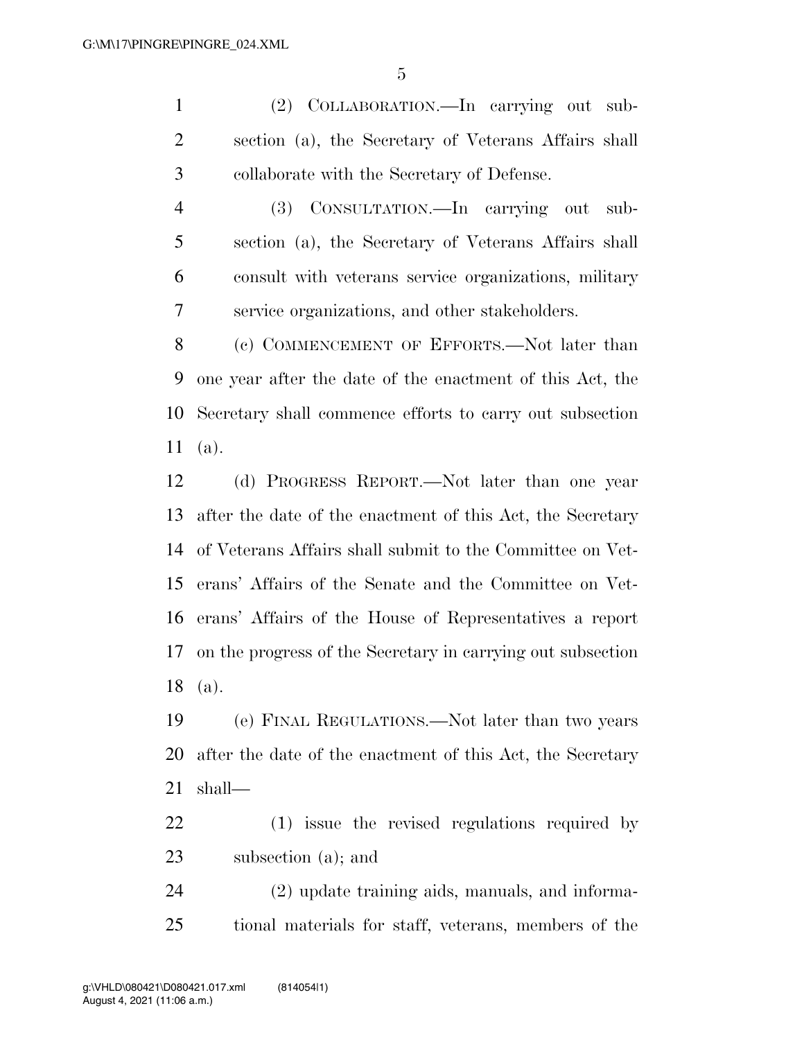(2) COLLABORATION.—In carrying out subsection (a), the Secretary of Veterans Affairs shall collaborate with the Secretary of Defense.

(3) CONSULTATION.—In carrying out subsection (a), the Secretary of Veterans Affairs shall consult with veterans service organizations, military service organizations, and other stakeholders.

(c) COMMENCEMENT OF EFFORTS.—Not later than one year after the date of the enactment of this Act, the Secretary shall commence efforts to carry out subsection (a).

(d) PROGRESS REPORT.—Not later than one year after the date of the enactment of this Act, the Secretary of Veterans Affairs shall submit to the Committee on Veterans' Affairs of the Senate and the Committee on Veterans' Affairs of the House of Representatives a report on the progress of the Secretary in carrying out subsection (a).

(e) FINAL REGULATIONS.—Not later than two years after the date of the enactment of this Act, the Secretary shall—

(1) issue the revised regulations required by subsection (a); and

(2) update training aids, manuals, and informational materials for staff, veterans, members of the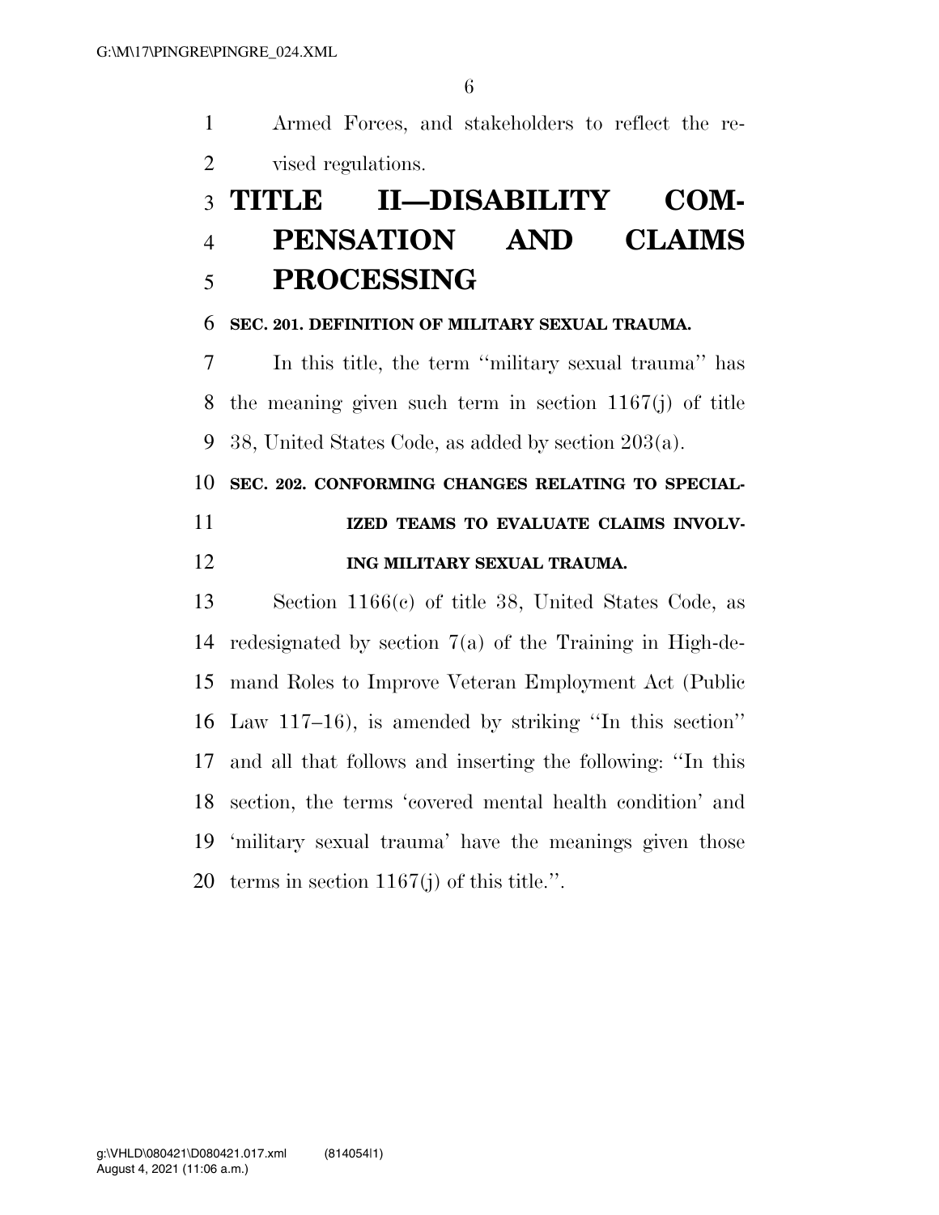Armed Forces, and stakeholders to reflect the revised regulations.

# TITLE II—DISABILITY COMPENSATION AND CLAIMS PROCESSING

### SEC. 201. DEFINITION OF MILITARY SEXUAL TRAUMA.

In this title, the term ''military sexual trauma'' has the meaning given such term in section 1167(j) of title 38, United States Code, as added by section 203(a).

### SEC. 202. CONFORMING CHANGES RELATING TO SPECIALIZED TEAMS TO EVALUATE CLAIMS INVOLVING MILITARY SEXUAL TRAUMA.

Section 1166(c) of title 38, United States Code, as redesignated by section 7(a) of the Training in High-demand Roles to Improve Veteran Employment Act (Public Law 117–16), is amended by striking ''In this section'' and all that follows and inserting the following: ''In this section, the terms 'covered mental health condition' and 'military sexual trauma' have the meanings given those terms in section 1167(j) of this title.''.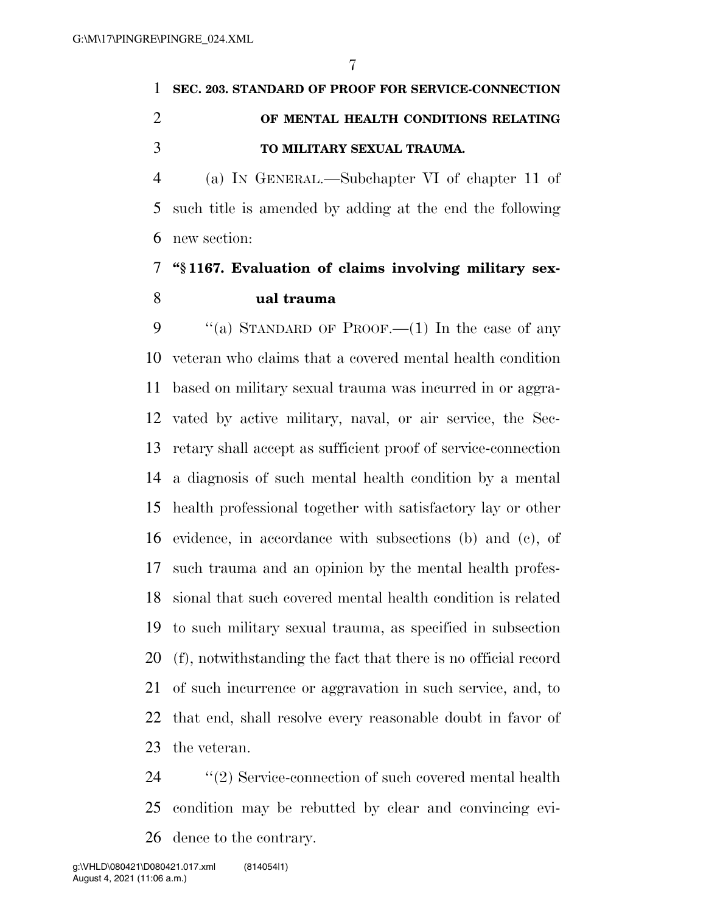**SEC. 203. STANDARD OF PROOF FOR SERVICE-CONNECTION OF MENTAL HEALTH CONDITIONS RELATING TO MILITARY SEXUAL TRAUMA.**

(a) IN GENERAL.—Subchapter VI of chapter 11 of such title is amended by adding at the end the following new section:

**"§ 1167. Evaluation of claims involving military sexual trauma**

"(a) STANDARD OF PROOF.—(1) In the case of any veteran who claims that a covered mental health condition based on military sexual trauma was incurred in or aggravated by active military, naval, or air service, the Secretary shall accept as sufficient proof of service-connection a diagnosis of such mental health condition by a mental health professional together with satisfactory lay or other evidence, in accordance with subsections (b) and (c), of such trauma and an opinion by the mental health professional that such covered mental health condition is related to such military sexual trauma, as specified in subsection (f), notwithstanding the fact that there is no official record of such incurrence or aggravation in such service, and, to that end, shall resolve every reasonable doubt in favor of the veteran.

"(2) Service-connection of such covered mental health condition may be rebutted by clear and convincing evidence to the contrary.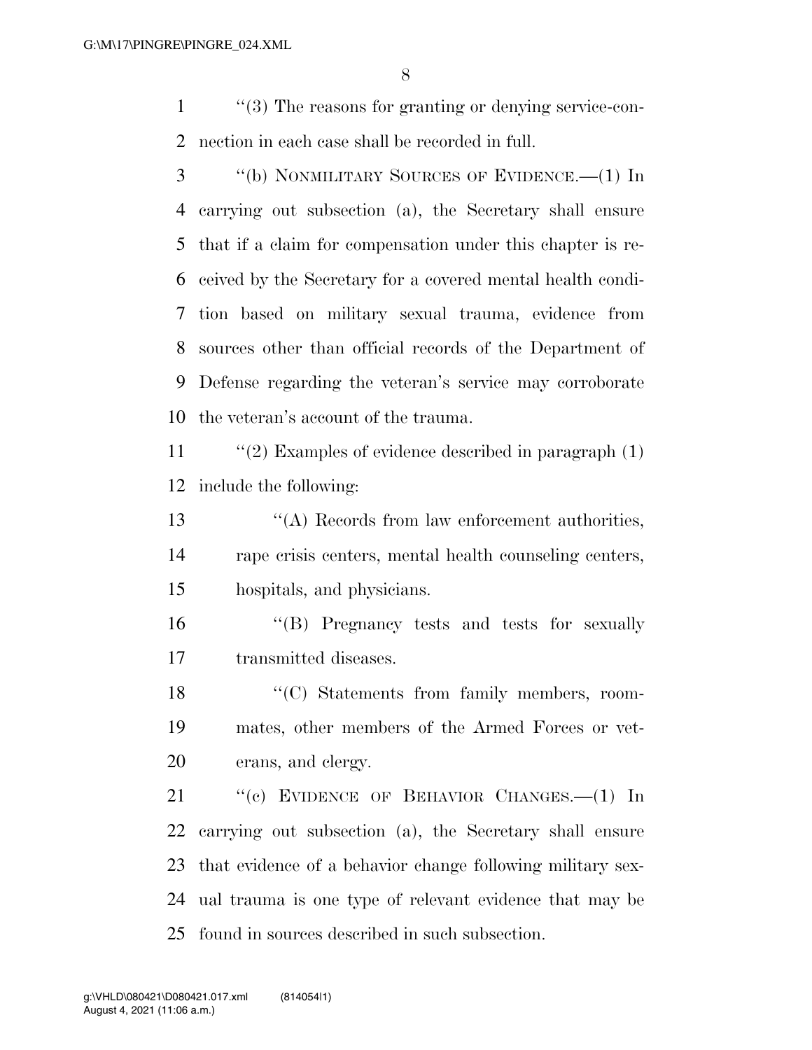''(3) The reasons for granting or denying service-connection in each case shall be recorded in full.

''(b) NONMILITARY SOURCES OF EVIDENCE.—(1) In carrying out subsection (a), the Secretary shall ensure that if a claim for compensation under this chapter is received by the Secretary for a covered mental health condition based on military sexual trauma, evidence from sources other than official records of the Department of Defense regarding the veteran's service may corroborate the veteran's account of the trauma.

''(2) Examples of evidence described in paragraph (1) include the following:

''(A) Records from law enforcement authorities, rape crisis centers, mental health counseling centers, hospitals, and physicians.

''(B) Pregnancy tests and tests for sexually transmitted diseases.

''(C) Statements from family members, roommates, other members of the Armed Forces or veterans, and clergy.

''(c) EVIDENCE OF BEHAVIOR CHANGES.—(1) In carrying out subsection (a), the Secretary shall ensure that evidence of a behavior change following military sexual trauma is one type of relevant evidence that may be found in sources described in such subsection.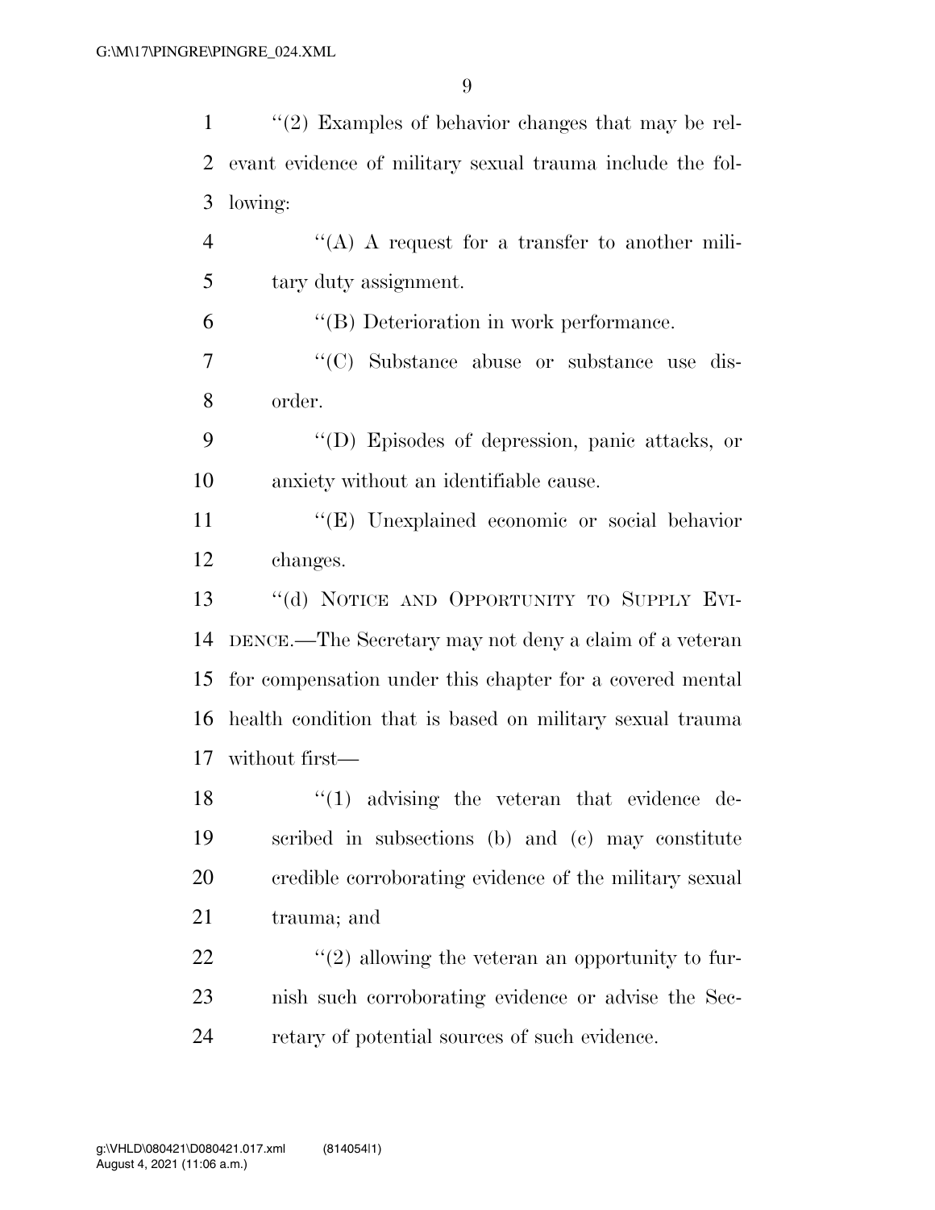''(2) Examples of behavior changes that may be relevant evidence of military sexual trauma include the following:

''(A) A request for a transfer to another military duty assignment.

''(B) Deterioration in work performance.

''(C) Substance abuse or substance use disorder.

''(D) Episodes of depression, panic attacks, or anxiety without an identifiable cause.

''(E) Unexplained economic or social behavior changes.

''(d) NOTICE AND OPPORTUNITY TO SUPPLY EVIDENCE.—The Secretary may not deny a claim of a veteran for compensation under this chapter for a covered mental health condition that is based on military sexual trauma without first—

''(1) advising the veteran that evidence described in subsections (b) and (c) may constitute credible corroborating evidence of the military sexual trauma; and

''(2) allowing the veteran an opportunity to furnish such corroborating evidence or advise the Secretary of potential sources of such evidence.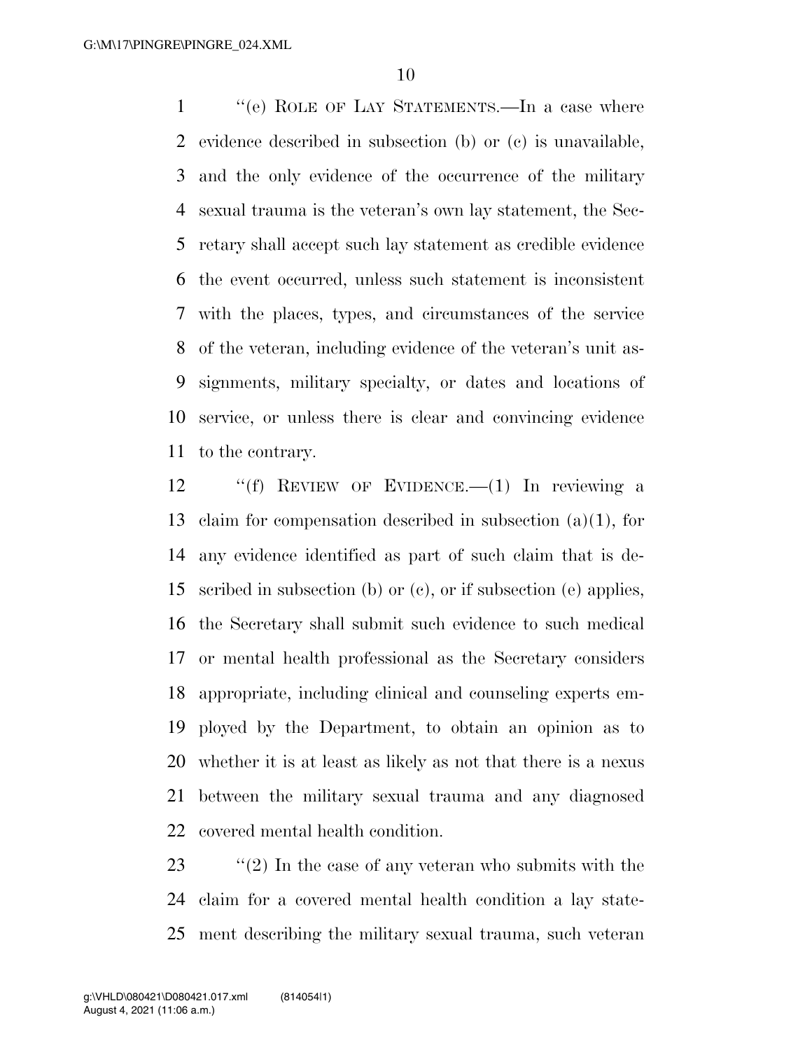"(e) ROLE OF LAY STATEMENTS.—In a case where evidence described in subsection (b) or (c) is unavailable, and the only evidence of the occurrence of the military sexual trauma is the veteran's own lay statement, the Secretary shall accept such lay statement as credible evidence the event occurred, unless such statement is inconsistent with the places, types, and circumstances of the service of the veteran, including evidence of the veteran's unit assignments, military specialty, or dates and locations of service, or unless there is clear and convincing evidence to the contrary.

"(f) REVIEW OF EVIDENCE.—(1) In reviewing a claim for compensation described in subsection (a)(1), for any evidence identified as part of such claim that is described in subsection (b) or (c), or if subsection (e) applies, the Secretary shall submit such evidence to such medical or mental health professional as the Secretary considers appropriate, including clinical and counseling experts employed by the Department, to obtain an opinion as to whether it is at least as likely as not that there is a nexus between the military sexual trauma and any diagnosed covered mental health condition.

"(2) In the case of any veteran who submits with the claim for a covered mental health condition a lay statement describing the military sexual trauma, such veteran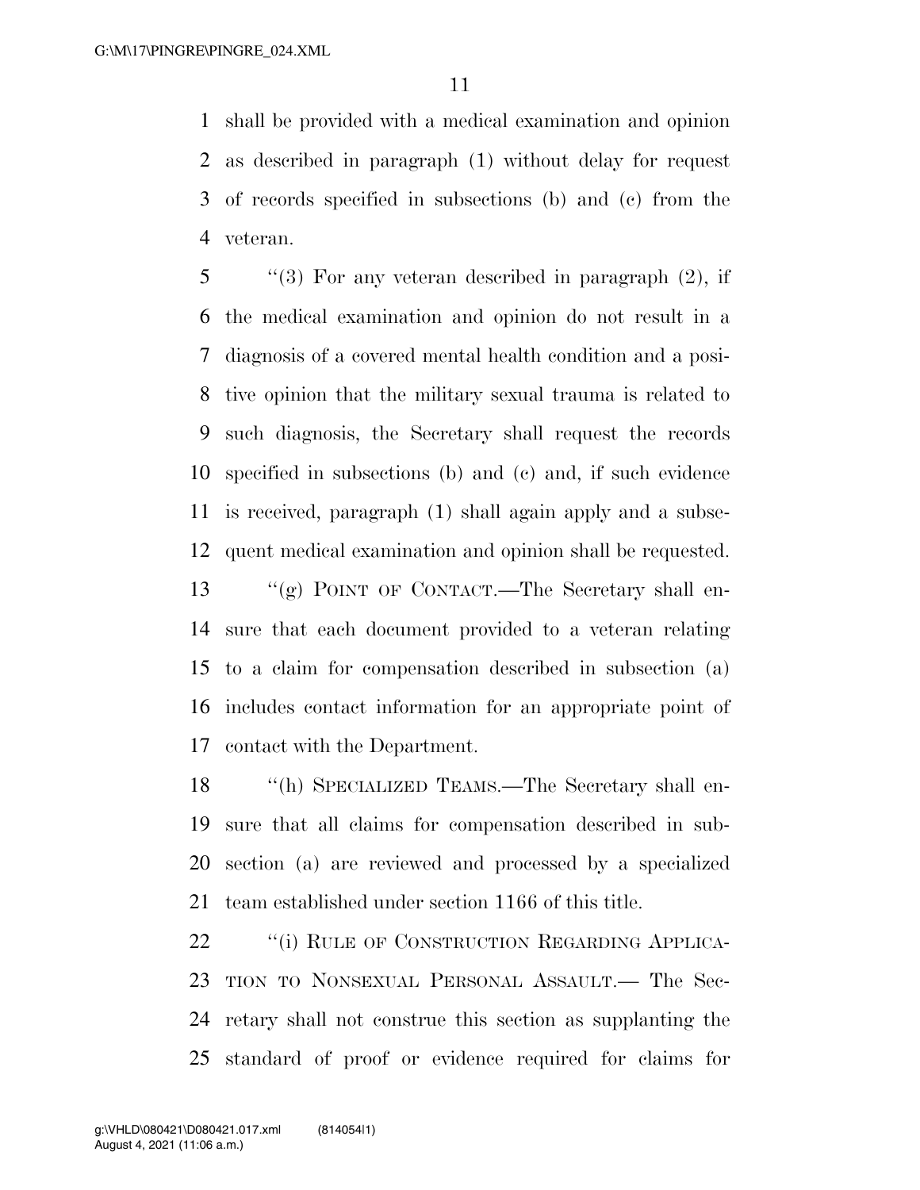shall be provided with a medical examination and opinion as described in paragraph (1) without delay for request of records specified in subsections (b) and (c) from the veteran.

"(3) For any veteran described in paragraph (2), if the medical examination and opinion do not result in a diagnosis of a covered mental health condition and a positive opinion that the military sexual trauma is related to such diagnosis, the Secretary shall request the records specified in subsections (b) and (c) and, if such evidence is received, paragraph (1) shall again apply and a subsequent medical examination and opinion shall be requested.

"(g) POINT OF CONTACT.—The Secretary shall ensure that each document provided to a veteran relating to a claim for compensation described in subsection (a) includes contact information for an appropriate point of contact with the Department.

"(h) SPECIALIZED TEAMS.—The Secretary shall ensure that all claims for compensation described in subsection (a) are reviewed and processed by a specialized team established under section 1166 of this title.

"(i) RULE OF CONSTRUCTION REGARDING APPLICATION TO NONSEXUAL PERSONAL ASSAULT.— The Secretary shall not construe this section as supplanting the standard of proof or evidence required for claims for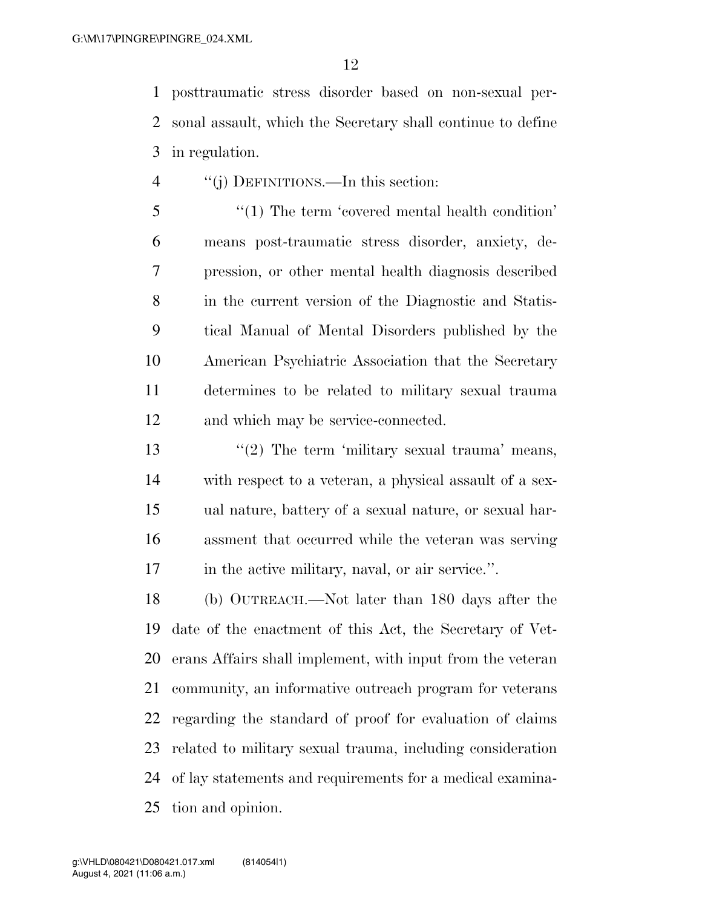posttraumatic stress disorder based on non-sexual personal assault, which the Secretary shall continue to define in regulation.

"(j) DEFINITIONS.—In this section:

"(1) The term 'covered mental health condition' means post-traumatic stress disorder, anxiety, depression, or other mental health diagnosis described in the current version of the Diagnostic and Statistical Manual of Mental Disorders published by the American Psychiatric Association that the Secretary determines to be related to military sexual trauma and which may be service-connected.

"(2) The term 'military sexual trauma' means, with respect to a veteran, a physical assault of a sexual nature, battery of a sexual nature, or sexual harassment that occurred while the veteran was serving in the active military, naval, or air service.".

(b) OUTREACH.—Not later than 180 days after the date of the enactment of this Act, the Secretary of Veterans Affairs shall implement, with input from the veteran community, an informative outreach program for veterans regarding the standard of proof for evaluation of claims related to military sexual trauma, including consideration of lay statements and requirements for a medical examination and opinion.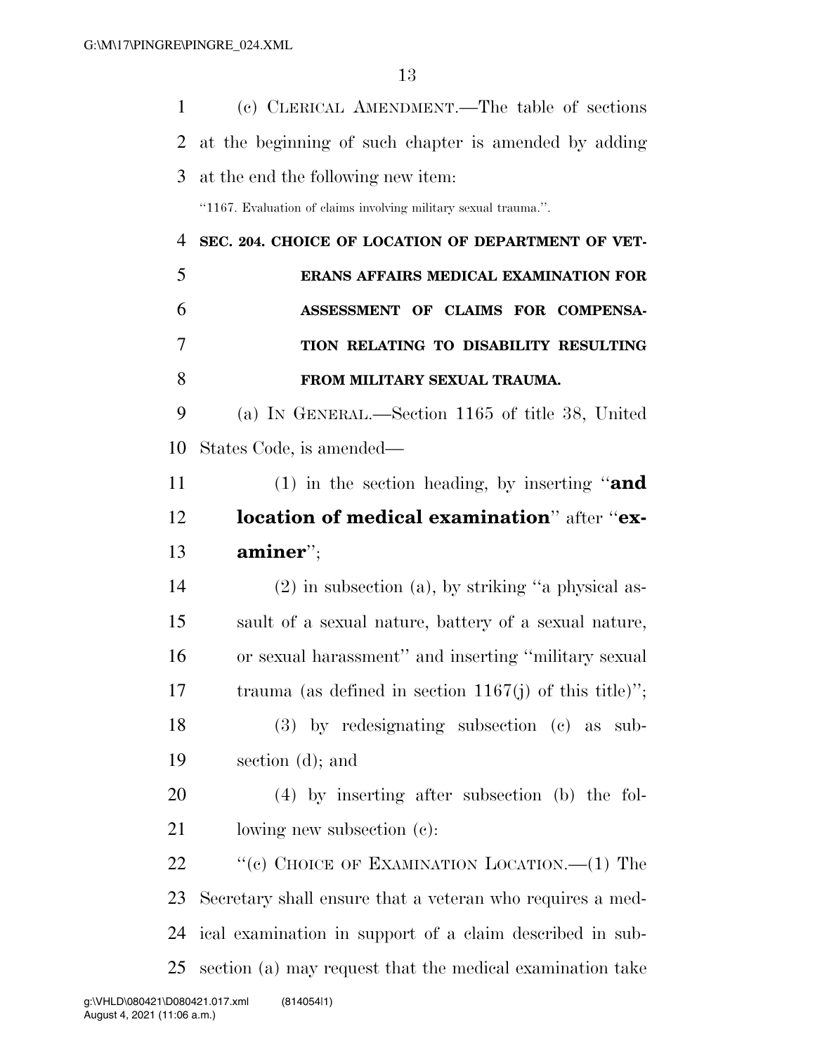(c) CLERICAL AMENDMENT.—The table of sections at the beginning of such chapter is amended by adding at the end the following new item:

"1167. Evaluation of claims involving military sexual trauma.".

**SEC. 204. CHOICE OF LOCATION OF DEPARTMENT OF VETERANS AFFAIRS MEDICAL EXAMINATION FOR ASSESSMENT OF CLAIMS FOR COMPENSATION RELATING TO DISABILITY RESULTING FROM MILITARY SEXUAL TRAUMA.**

(a) IN GENERAL.—Section 1165 of title 38, United States Code, is amended—

(1) in the section heading, by inserting "**and location of medical examination**" after "**examiner**";

(2) in subsection (a), by striking "a physical assault of a sexual nature, battery of a sexual nature, or sexual harassment" and inserting "military sexual trauma (as defined in section 1167(j) of this title)";

(3) by redesignating subsection (c) as subsection (d); and

(4) by inserting after subsection (b) the following new subsection (c):

"(c) CHOICE OF EXAMINATION LOCATION.—(1) The Secretary shall ensure that a veteran who requires a medical examination in support of a claim described in subsection (a) may request that the medical examination take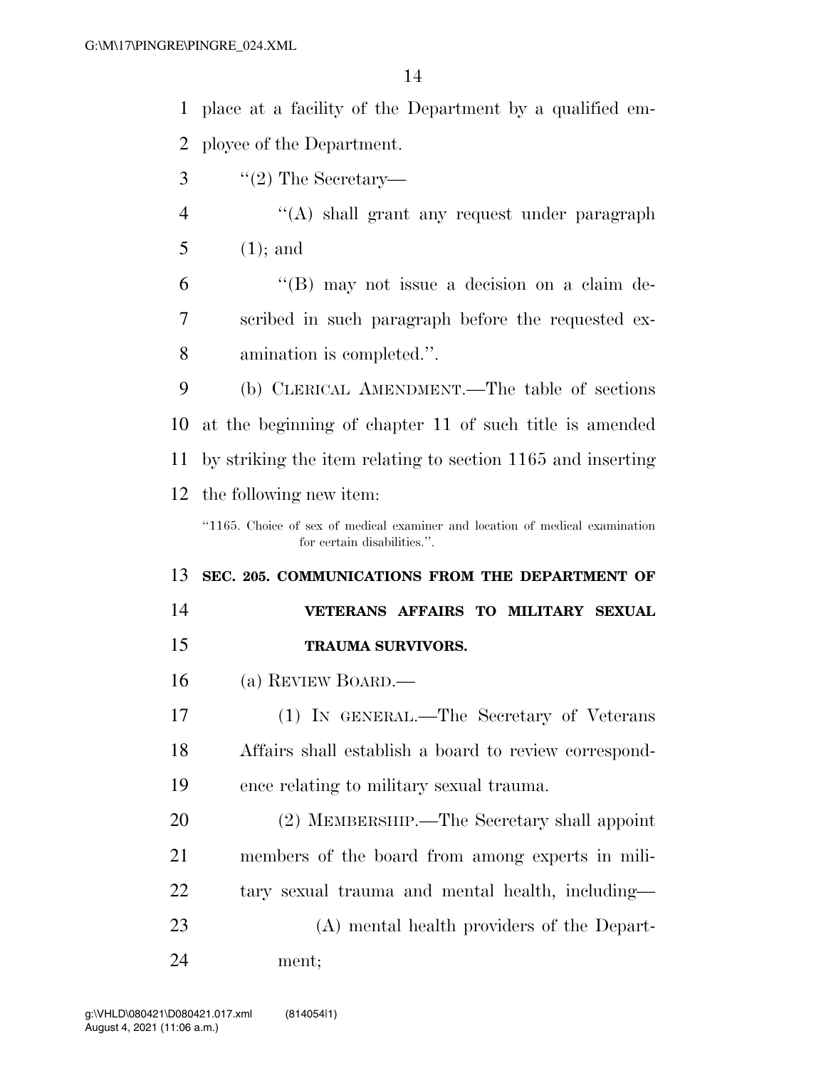place at a facility of the Department by a qualified employee of the Department.

"(2) The Secretary—

"(A) shall grant any request under paragraph (1); and

"(B) may not issue a decision on a claim described in such paragraph before the requested examination is completed.".

(b) CLERICAL AMENDMENT.—The table of sections at the beginning of chapter 11 of such title is amended by striking the item relating to section 1165 and inserting the following new item:

"1165. Choice of sex of medical examiner and location of medical examination for certain disabilities.".

**SEC. 205. COMMUNICATIONS FROM THE DEPARTMENT OF VETERANS AFFAIRS TO MILITARY SEXUAL TRAUMA SURVIVORS.**

(a) REVIEW BOARD.—

(1) IN GENERAL.—The Secretary of Veterans Affairs shall establish a board to review correspondence relating to military sexual trauma.

(2) MEMBERSHIP.—The Secretary shall appoint members of the board from among experts in military sexual trauma and mental health, including—

(A) mental health providers of the Department;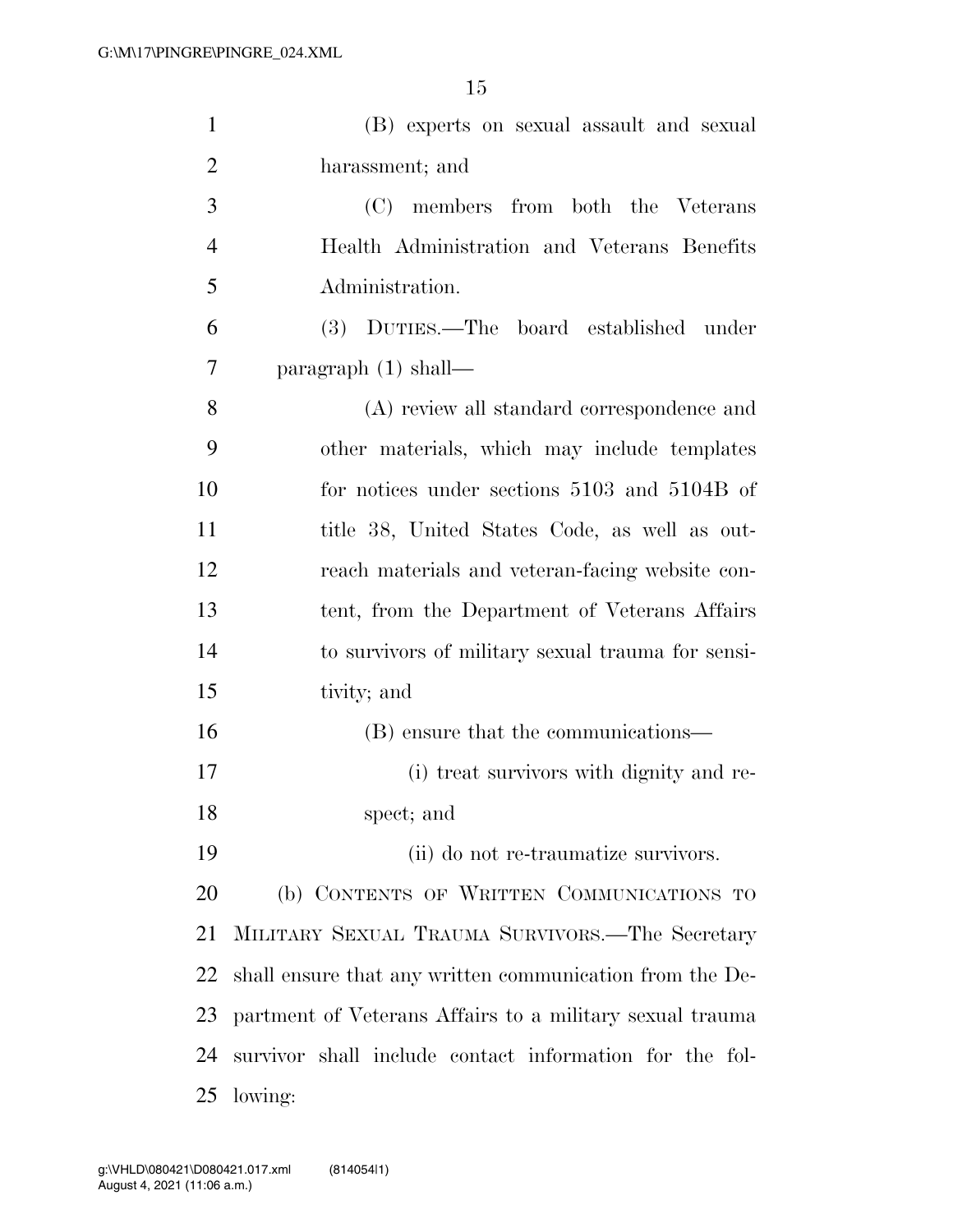(B) experts on sexual assault and sexual harassment; and

(C) members from both the Veterans Health Administration and Veterans Benefits Administration.

(3) DUTIES.—The board established under paragraph (1) shall—

(A) review all standard correspondence and other materials, which may include templates for notices under sections 5103 and 5104B of title 38, United States Code, as well as outreach materials and veteran-facing website content, from the Department of Veterans Affairs to survivors of military sexual trauma for sensitivity; and

(B) ensure that the communications—

(i) treat survivors with dignity and respect; and

(ii) do not re-traumatize survivors.

(b) CONTENTS OF WRITTEN COMMUNICATIONS TO MILITARY SEXUAL TRAUMA SURVIVORS.—The Secretary shall ensure that any written communication from the Department of Veterans Affairs to a military sexual trauma survivor shall include contact information for the following: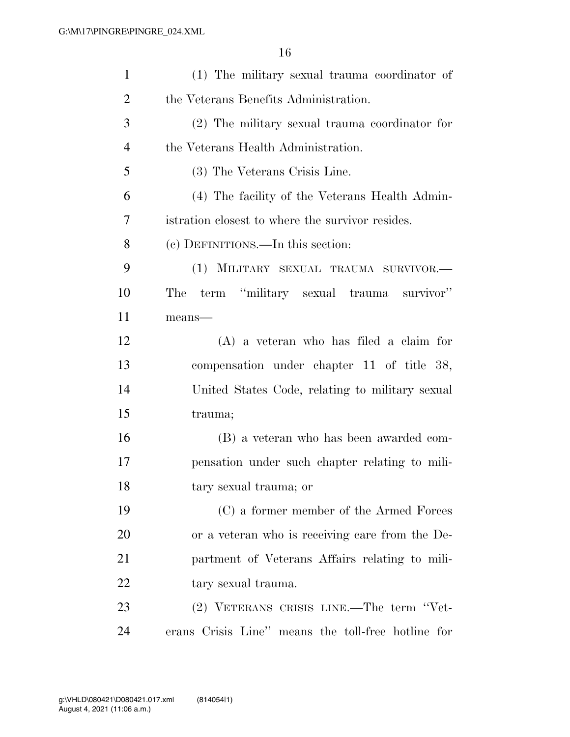(1) The military sexual trauma coordinator of the Veterans Benefits Administration.

(2) The military sexual trauma coordinator for the Veterans Health Administration.

(3) The Veterans Crisis Line.

(4) The facility of the Veterans Health Administration closest to where the survivor resides.

(c) DEFINITIONS.—In this section:

(1) MILITARY SEXUAL TRAUMA SURVIVOR.—The term ''military sexual trauma survivor'' means—

(A) a veteran who has filed a claim for compensation under chapter 11 of title 38, United States Code, relating to military sexual trauma;

(B) a veteran who has been awarded compensation under such chapter relating to military sexual trauma; or

(C) a former member of the Armed Forces or a veteran who is receiving care from the Department of Veterans Affairs relating to military sexual trauma.

(2) VETERANS CRISIS LINE.—The term ''Veterans Crisis Line'' means the toll-free hotline for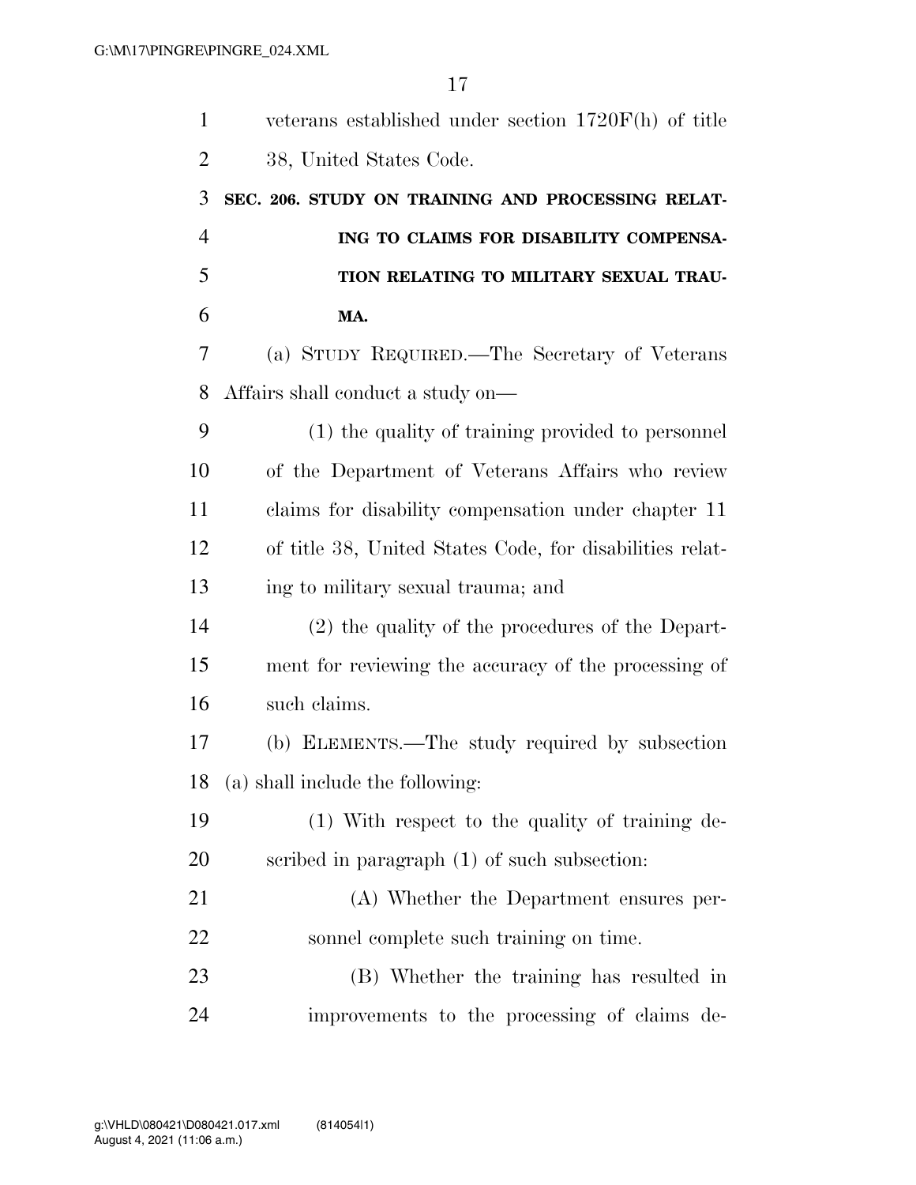veterans established under section 1720F(h) of title 38, United States Code.

**SEC. 206. STUDY ON TRAINING AND PROCESSING RELATING TO CLAIMS FOR DISABILITY COMPENSATION RELATING TO MILITARY SEXUAL TRAUMA.**

(a) STUDY REQUIRED.—The Secretary of Veterans Affairs shall conduct a study on—

(1) the quality of training provided to personnel of the Department of Veterans Affairs who review claims for disability compensation under chapter 11 of title 38, United States Code, for disabilities relating to military sexual trauma; and

(2) the quality of the procedures of the Department for reviewing the accuracy of the processing of such claims.

(b) ELEMENTS.—The study required by subsection (a) shall include the following:

(1) With respect to the quality of training described in paragraph (1) of such subsection:

(A) Whether the Department ensures personnel complete such training on time.

(B) Whether the training has resulted in improvements to the processing of claims de-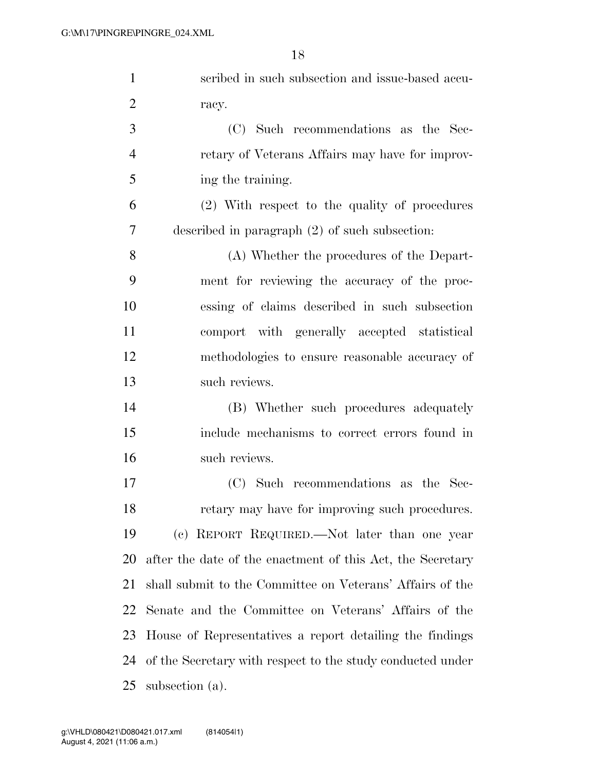scribed in such subsection and issue-based accuracy.

(C) Such recommendations as the Secretary of Veterans Affairs may have for improving the training.

(2) With respect to the quality of procedures described in paragraph (2) of such subsection:

(A) Whether the procedures of the Department for reviewing the accuracy of the processing of claims described in such subsection comport with generally accepted statistical methodologies to ensure reasonable accuracy of such reviews.

(B) Whether such procedures adequately include mechanisms to correct errors found in such reviews.

(C) Such recommendations as the Secretary may have for improving such procedures.

(c) REPORT REQUIRED.—Not later than one year after the date of the enactment of this Act, the Secretary shall submit to the Committee on Veterans' Affairs of the Senate and the Committee on Veterans' Affairs of the House of Representatives a report detailing the findings of the Secretary with respect to the study conducted under subsection (a).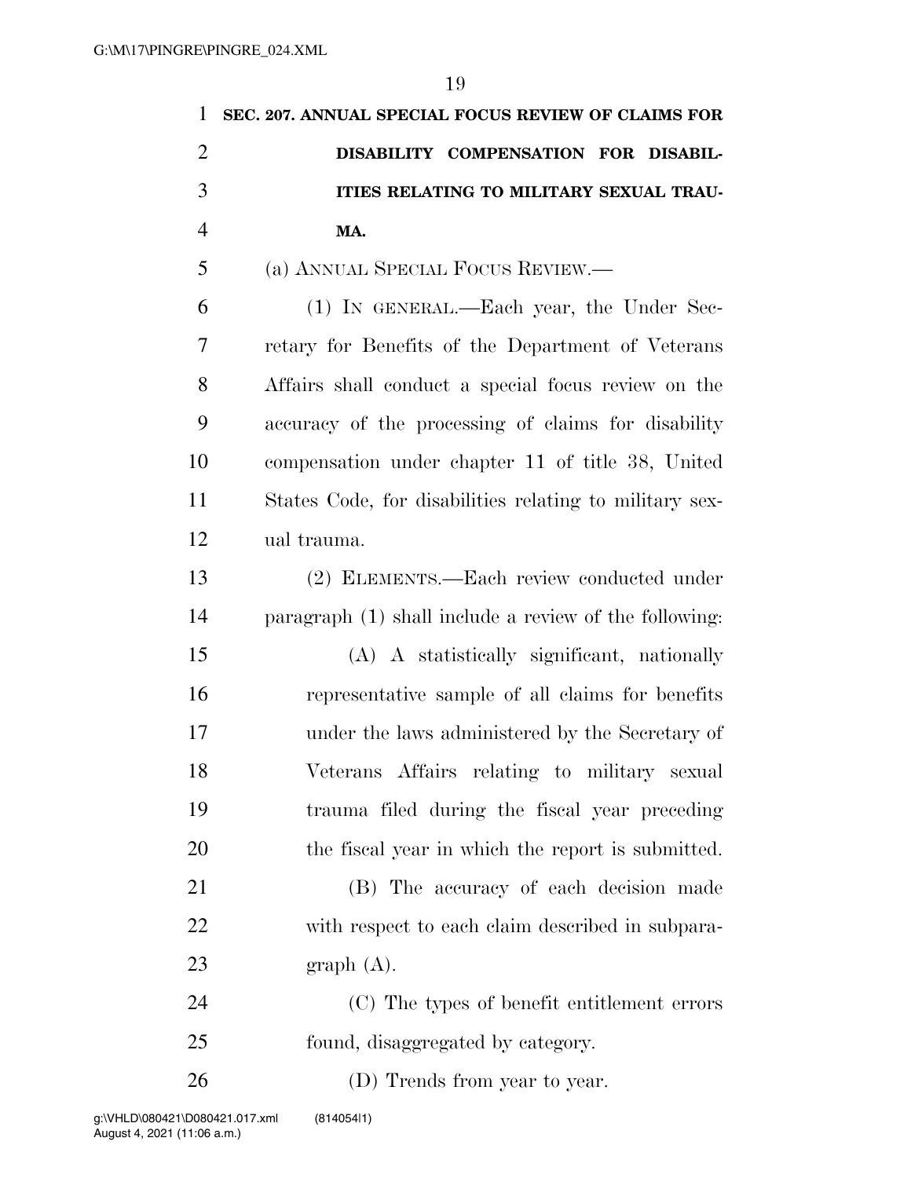**SEC. 207. ANNUAL SPECIAL FOCUS REVIEW OF CLAIMS FOR DISABILITY COMPENSATION FOR DISABILITIES RELATING TO MILITARY SEXUAL TRAUMA.**

(a) ANNUAL SPECIAL FOCUS REVIEW.—

(1) IN GENERAL.—Each year, the Under Secretary for Benefits of the Department of Veterans Affairs shall conduct a special focus review on the accuracy of the processing of claims for disability compensation under chapter 11 of title 38, United States Code, for disabilities relating to military sexual trauma.

(2) ELEMENTS.—Each review conducted under paragraph (1) shall include a review of the following:

(A) A statistically significant, nationally representative sample of all claims for benefits under the laws administered by the Secretary of Veterans Affairs relating to military sexual trauma filed during the fiscal year preceding the fiscal year in which the report is submitted.

(B) The accuracy of each decision made with respect to each claim described in subparagraph (A).

(C) The types of benefit entitlement errors found, disaggregated by category.

(D) Trends from year to year.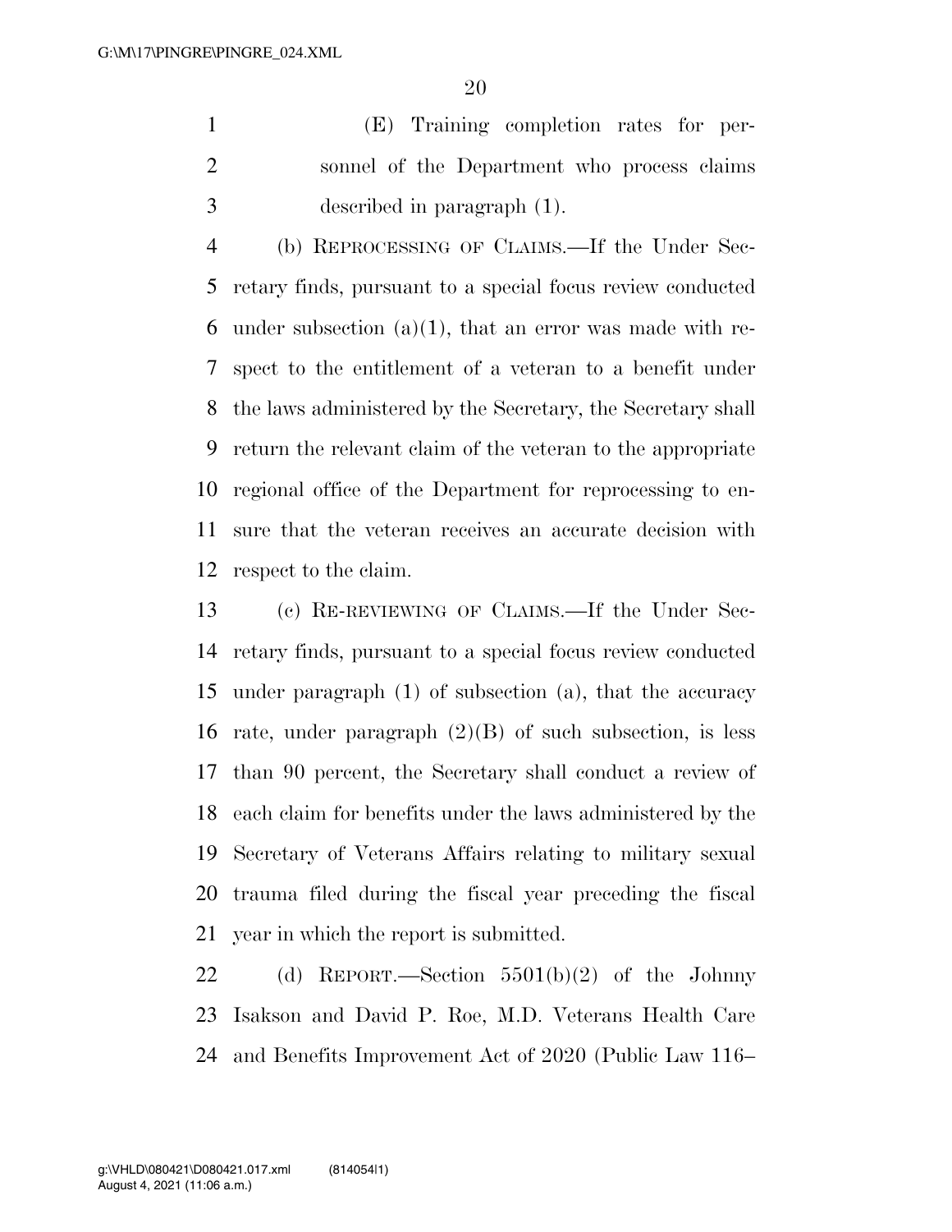(E) Training completion rates for personnel of the Department who process claims described in paragraph (1).

(b) REPROCESSING OF CLAIMS.—If the Under Secretary finds, pursuant to a special focus review conducted under subsection (a)(1), that an error was made with respect to the entitlement of a veteran to a benefit under the laws administered by the Secretary, the Secretary shall return the relevant claim of the veteran to the appropriate regional office of the Department for reprocessing to ensure that the veteran receives an accurate decision with respect to the claim.

(c) RE-REVIEWING OF CLAIMS.—If the Under Secretary finds, pursuant to a special focus review conducted under paragraph (1) of subsection (a), that the accuracy rate, under paragraph (2)(B) of such subsection, is less than 90 percent, the Secretary shall conduct a review of each claim for benefits under the laws administered by the Secretary of Veterans Affairs relating to military sexual trauma filed during the fiscal year preceding the fiscal year in which the report is submitted.

(d) REPORT.—Section 5501(b)(2) of the Johnny Isakson and David P. Roe, M.D. Veterans Health Care and Benefits Improvement Act of 2020 (Public Law 116–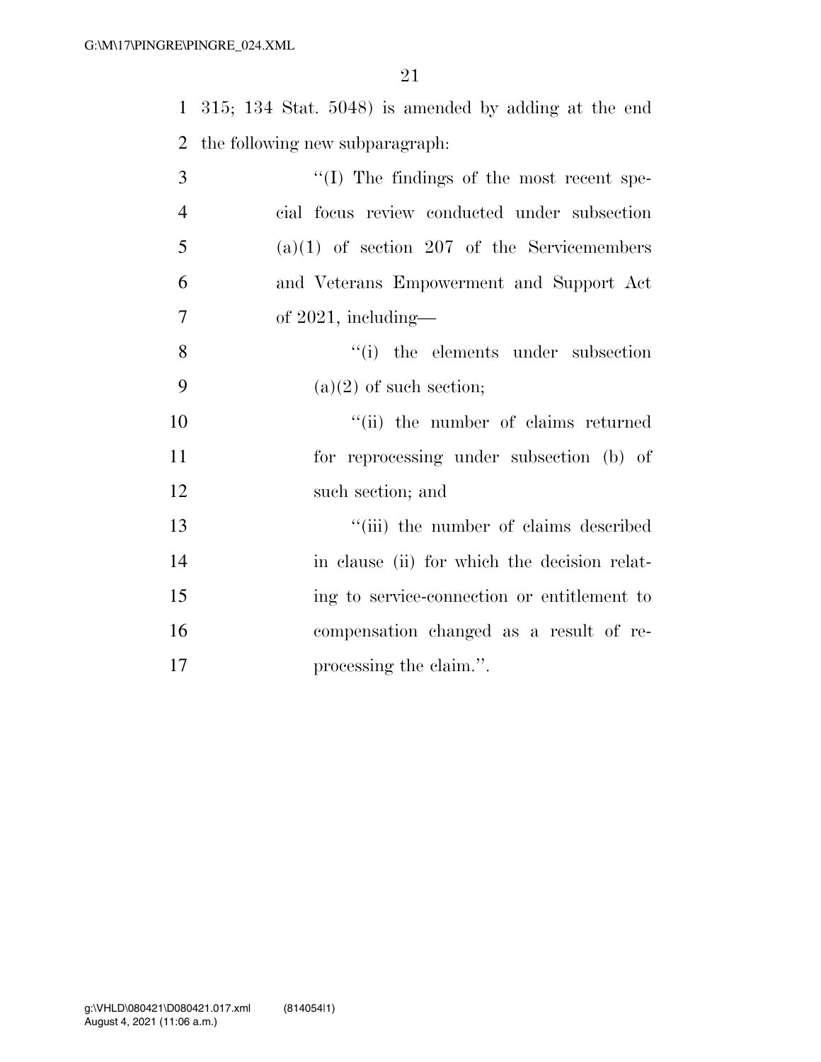315; 134 Stat. 5048) is amended by adding at the end the following new subparagraph:

> "(I) The findings of the most recent special focus review conducted under subsection (a)(1) of section 207 of the Servicemembers and Veterans Empowerment and Support Act of 2021, including—
>
> > "(i) the elements under subsection (a)(2) of such section;
> >
> > "(ii) the number of claims returned for reprocessing under subsection (b) of such section; and
> >
> > "(iii) the number of claims described in clause (ii) for which the decision relating to service-connection or entitlement to compensation changed as a result of reprocessing the claim.".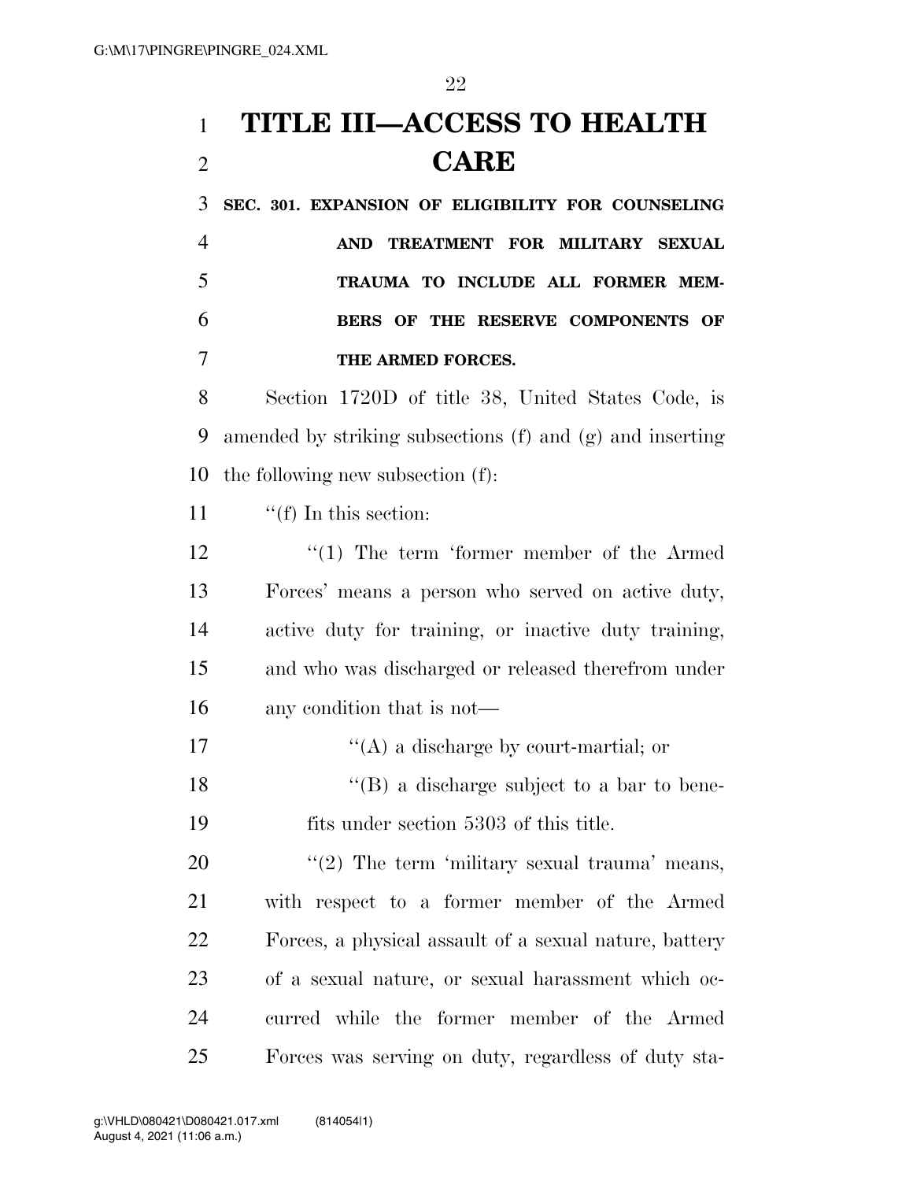# TITLE III—ACCESS TO HEALTH CARE

**SEC. 301. EXPANSION OF ELIGIBILITY FOR COUNSELING AND TREATMENT FOR MILITARY SEXUAL TRAUMA TO INCLUDE ALL FORMER MEMBERS OF THE RESERVE COMPONENTS OF THE ARMED FORCES.**

Section 1720D of title 38, United States Code, is amended by striking subsections (f) and (g) and inserting the following new subsection (f):

''(f) In this section:

''(1) The term 'former member of the Armed Forces' means a person who served on active duty, active duty for training, or inactive duty training, and who was discharged or released therefrom under any condition that is not—

''(A) a discharge by court-martial; or

''(B) a discharge subject to a bar to benefits under section 5303 of this title.

''(2) The term 'military sexual trauma' means, with respect to a former member of the Armed Forces, a physical assault of a sexual nature, battery of a sexual nature, or sexual harassment which occurred while the former member of the Armed Forces was serving on duty, regardless of duty sta-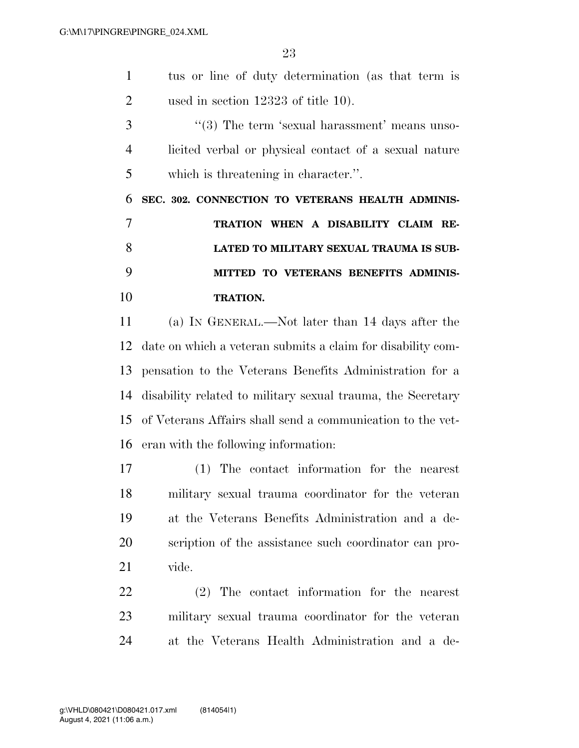tus or line of duty determination (as that term is used in section 12323 of title 10).

"(3) The term 'sexual harassment' means unsolicited verbal or physical contact of a sexual nature which is threatening in character.".

**SEC. 302. CONNECTION TO VETERANS HEALTH ADMINISTRATION WHEN A DISABILITY CLAIM RELATED TO MILITARY SEXUAL TRAUMA IS SUBMITTED TO VETERANS BENEFITS ADMINISTRATION.**

(a) IN GENERAL.—Not later than 14 days after the date on which a veteran submits a claim for disability compensation to the Veterans Benefits Administration for a disability related to military sexual trauma, the Secretary of Veterans Affairs shall send a communication to the veteran with the following information:

(1) The contact information for the nearest military sexual trauma coordinator for the veteran at the Veterans Benefits Administration and a description of the assistance such coordinator can provide.

(2) The contact information for the nearest military sexual trauma coordinator for the veteran at the Veterans Health Administration and a de-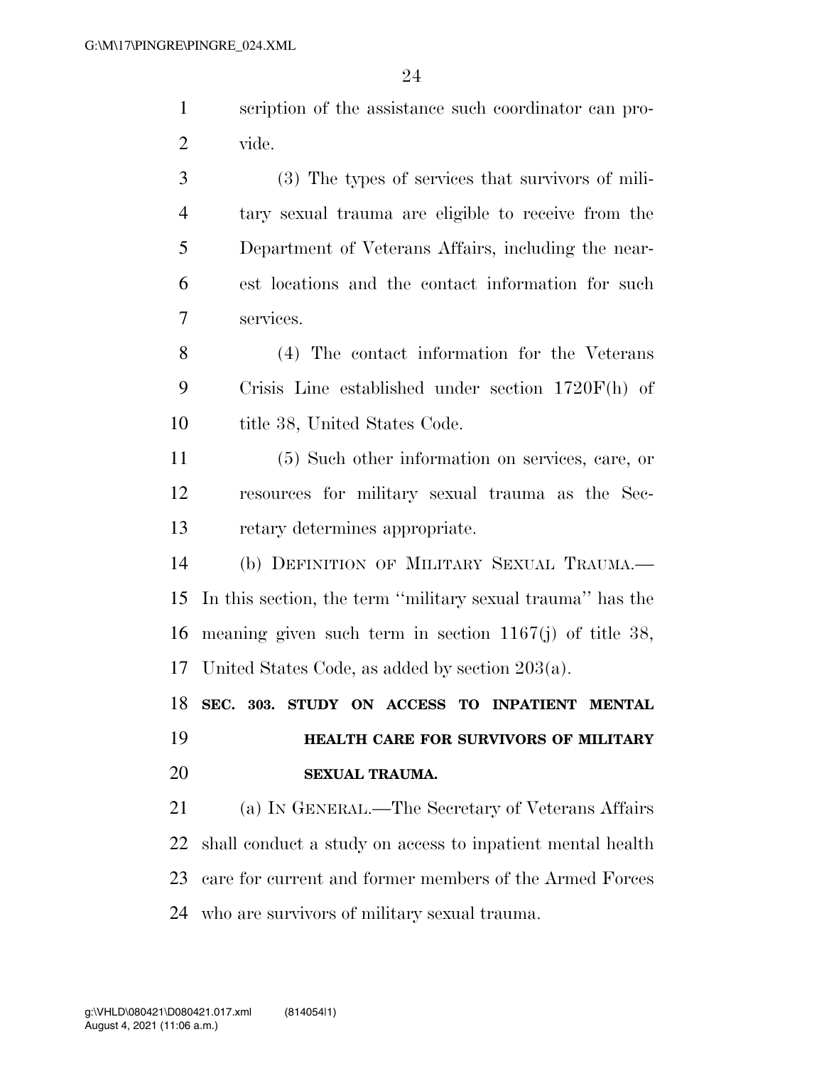scription of the assistance such coordinator can provide.

(3) The types of services that survivors of military sexual trauma are eligible to receive from the Department of Veterans Affairs, including the nearest locations and the contact information for such services.

(4) The contact information for the Veterans Crisis Line established under section 1720F(h) of title 38, United States Code.

(5) Such other information on services, care, or resources for military sexual trauma as the Secretary determines appropriate.

(b) DEFINITION OF MILITARY SEXUAL TRAUMA.—In this section, the term ''military sexual trauma'' has the meaning given such term in section 1167(j) of title 38, United States Code, as added by section 203(a).

**SEC. 303. STUDY ON ACCESS TO INPATIENT MENTAL HEALTH CARE FOR SURVIVORS OF MILITARY SEXUAL TRAUMA.**

(a) IN GENERAL.—The Secretary of Veterans Affairs shall conduct a study on access to inpatient mental health care for current and former members of the Armed Forces who are survivors of military sexual trauma.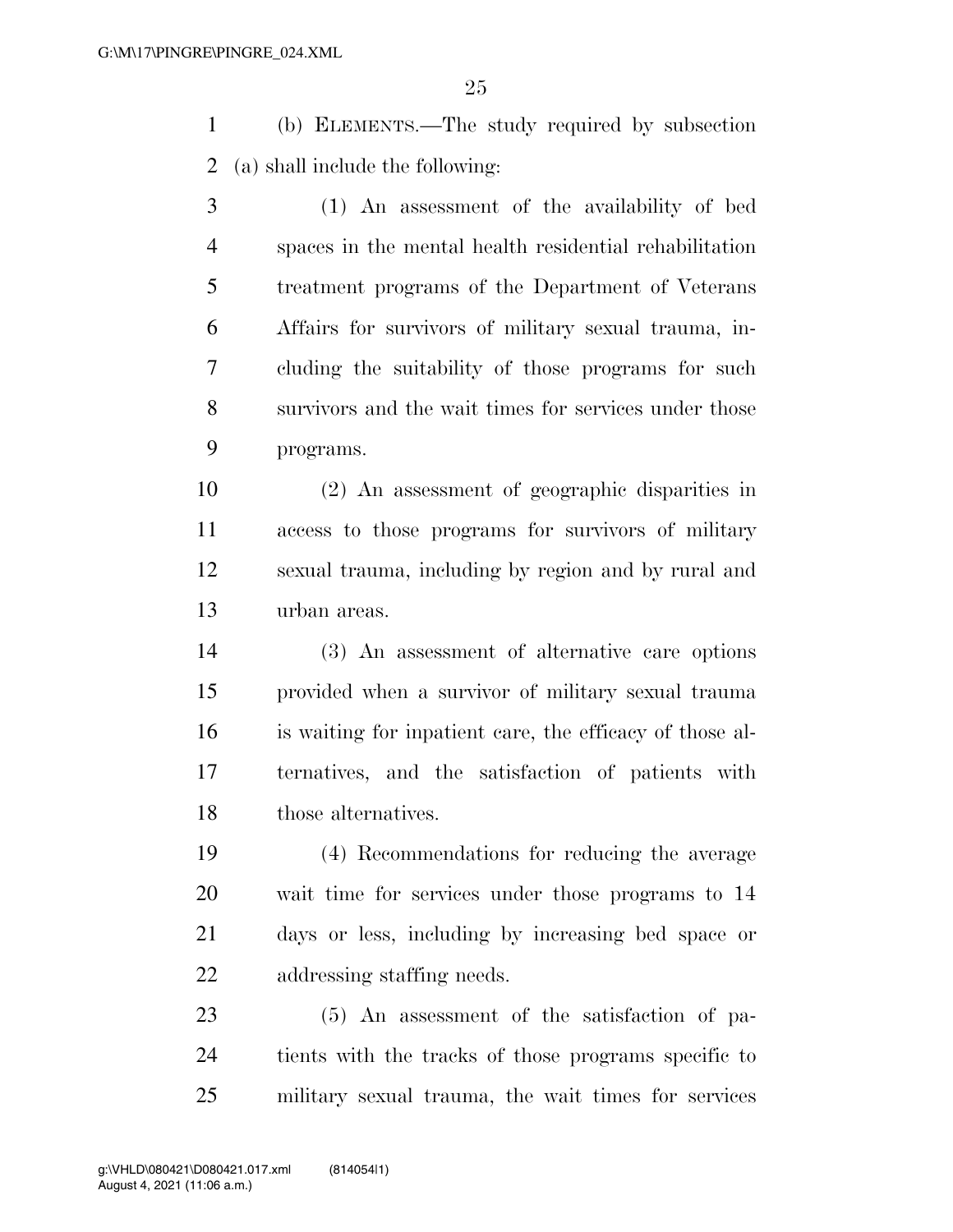(b) ELEMENTS.—The study required by subsection (a) shall include the following:

(1) An assessment of the availability of bed spaces in the mental health residential rehabilitation treatment programs of the Department of Veterans Affairs for survivors of military sexual trauma, including the suitability of those programs for such survivors and the wait times for services under those programs.

(2) An assessment of geographic disparities in access to those programs for survivors of military sexual trauma, including by region and by rural and urban areas.

(3) An assessment of alternative care options provided when a survivor of military sexual trauma is waiting for inpatient care, the efficacy of those alternatives, and the satisfaction of patients with those alternatives.

(4) Recommendations for reducing the average wait time for services under those programs to 14 days or less, including by increasing bed space or addressing staffing needs.

(5) An assessment of the satisfaction of patients with the tracks of those programs specific to military sexual trauma, the wait times for services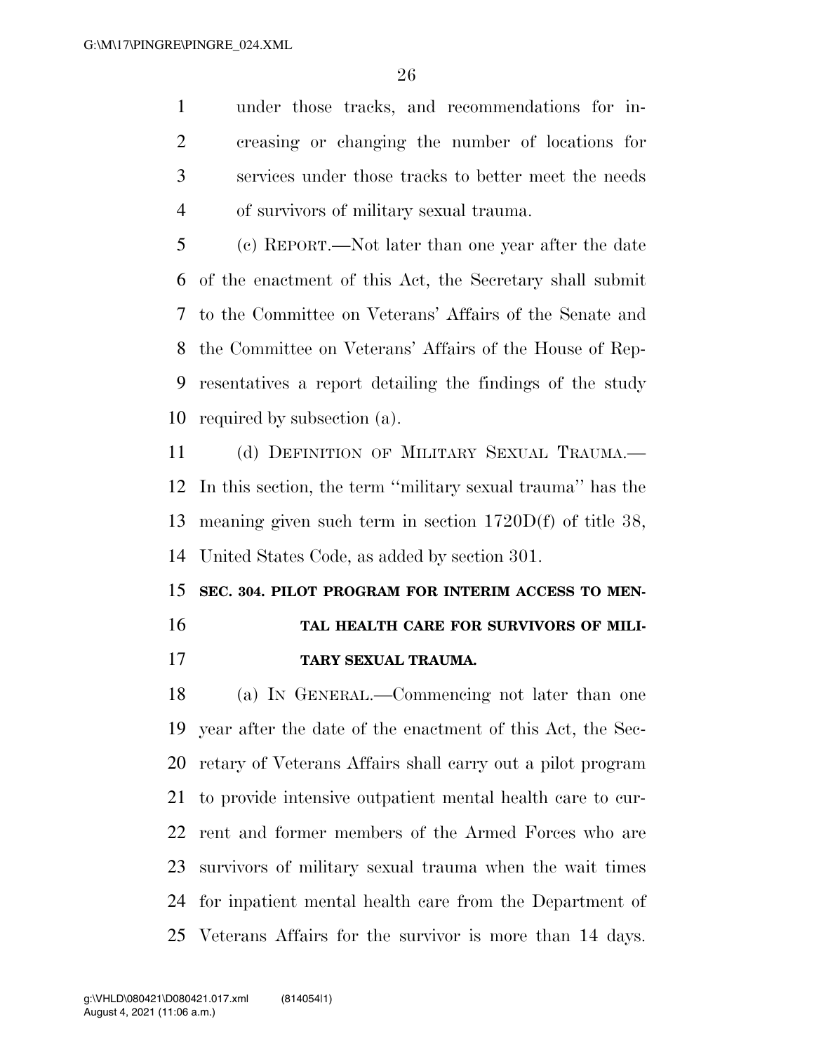under those tracks, and recommendations for increasing or changing the number of locations for services under those tracks to better meet the needs of survivors of military sexual trauma.

(c) REPORT.—Not later than one year after the date of the enactment of this Act, the Secretary shall submit to the Committee on Veterans' Affairs of the Senate and the Committee on Veterans' Affairs of the House of Representatives a report detailing the findings of the study required by subsection (a).

(d) DEFINITION OF MILITARY SEXUAL TRAUMA.—In this section, the term ''military sexual trauma'' has the meaning given such term in section 1720D(f) of title 38, United States Code, as added by section 301.

**SEC. 304. PILOT PROGRAM FOR INTERIM ACCESS TO MENTAL HEALTH CARE FOR SURVIVORS OF MILITARY SEXUAL TRAUMA.**

(a) IN GENERAL.—Commencing not later than one year after the date of the enactment of this Act, the Secretary of Veterans Affairs shall carry out a pilot program to provide intensive outpatient mental health care to current and former members of the Armed Forces who are survivors of military sexual trauma when the wait times for inpatient mental health care from the Department of Veterans Affairs for the survivor is more than 14 days.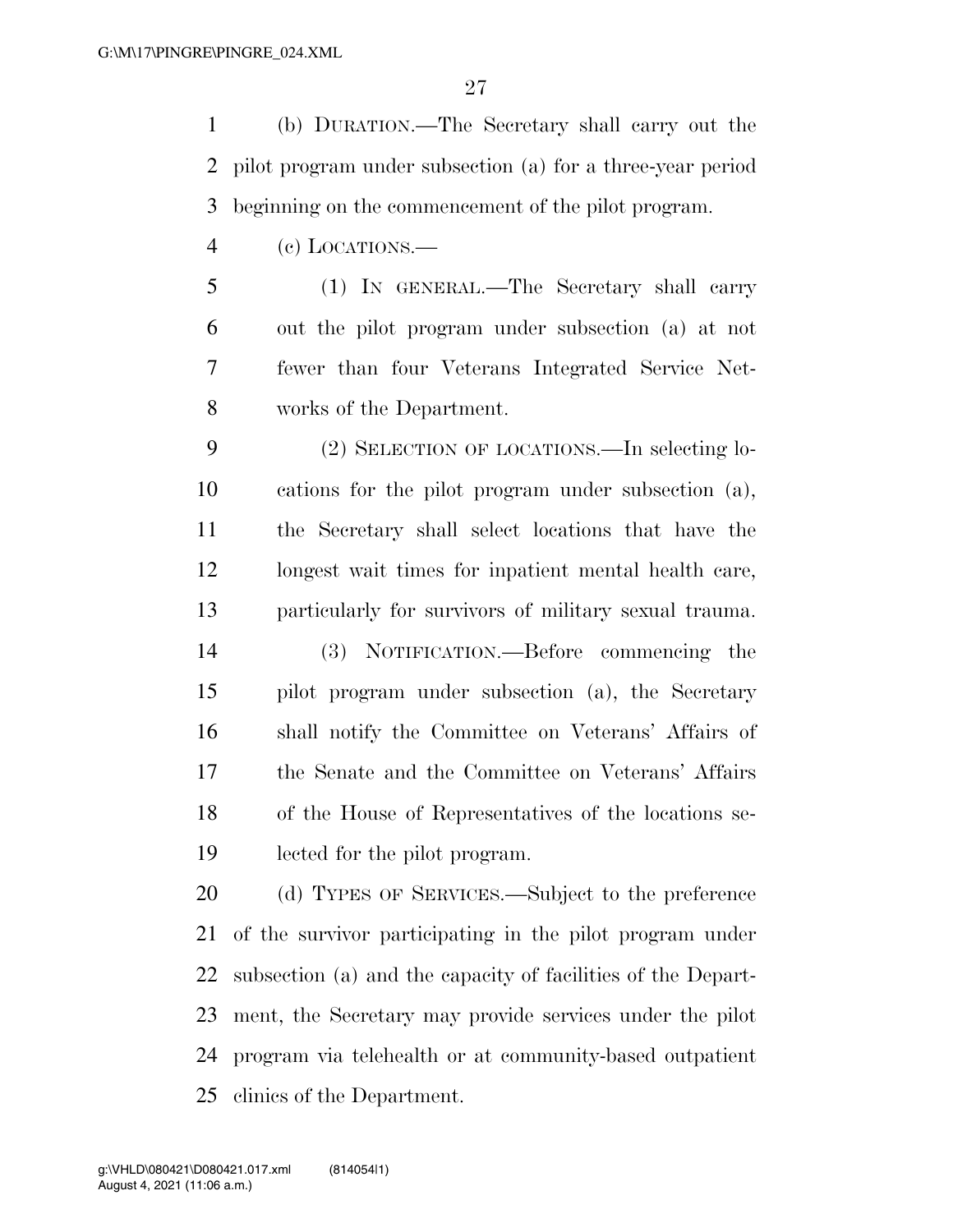(b) DURATION.—The Secretary shall carry out the pilot program under subsection (a) for a three-year period beginning on the commencement of the pilot program.

(c) LOCATIONS.—

(1) IN GENERAL.—The Secretary shall carry out the pilot program under subsection (a) at not fewer than four Veterans Integrated Service Networks of the Department.

(2) SELECTION OF LOCATIONS.—In selecting locations for the pilot program under subsection (a), the Secretary shall select locations that have the longest wait times for inpatient mental health care, particularly for survivors of military sexual trauma.

(3) NOTIFICATION.—Before commencing the pilot program under subsection (a), the Secretary shall notify the Committee on Veterans' Affairs of the Senate and the Committee on Veterans' Affairs of the House of Representatives of the locations selected for the pilot program.

(d) TYPES OF SERVICES.—Subject to the preference of the survivor participating in the pilot program under subsection (a) and the capacity of facilities of the Department, the Secretary may provide services under the pilot program via telehealth or at community-based outpatient clinics of the Department.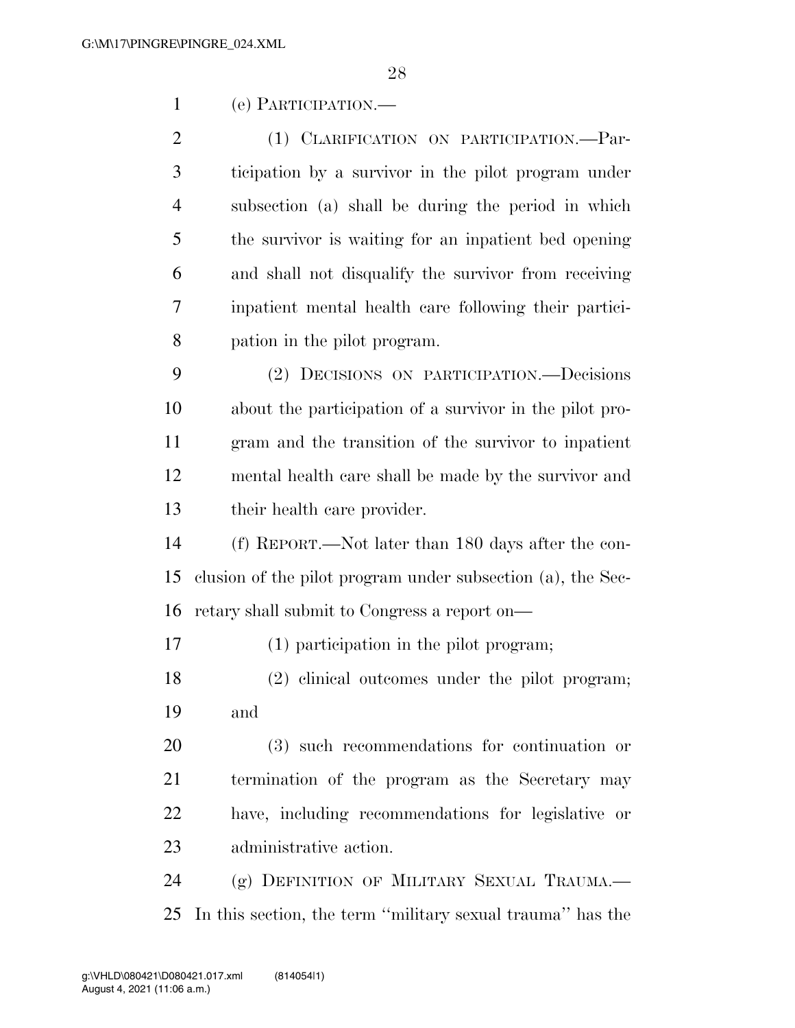(e) PARTICIPATION.—

(1) CLARIFICATION ON PARTICIPATION.—Participation by a survivor in the pilot program under subsection (a) shall be during the period in which the survivor is waiting for an inpatient bed opening and shall not disqualify the survivor from receiving inpatient mental health care following their participation in the pilot program.

(2) DECISIONS ON PARTICIPATION.—Decisions about the participation of a survivor in the pilot program and the transition of the survivor to inpatient mental health care shall be made by the survivor and their health care provider.

(f) REPORT.—Not later than 180 days after the conclusion of the pilot program under subsection (a), the Secretary shall submit to Congress a report on—

(1) participation in the pilot program;

(2) clinical outcomes under the pilot program; and

(3) such recommendations for continuation or termination of the program as the Secretary may have, including recommendations for legislative or administrative action.

(g) DEFINITION OF MILITARY SEXUAL TRAUMA.—In this section, the term ''military sexual trauma'' has the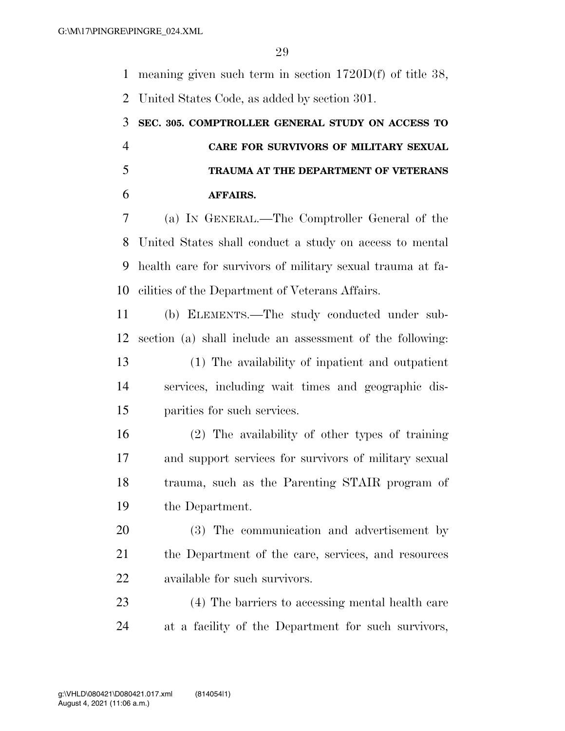meaning given such term in section 1720D(f) of title 38, United States Code, as added by section 301.

### SEC. 305. COMPTROLLER GENERAL STUDY ON ACCESS TO CARE FOR SURVIVORS OF MILITARY SEXUAL TRAUMA AT THE DEPARTMENT OF VETERANS AFFAIRS.

(a) IN GENERAL.—The Comptroller General of the United States shall conduct a study on access to mental health care for survivors of military sexual trauma at facilities of the Department of Veterans Affairs.

(b) ELEMENTS.—The study conducted under subsection (a) shall include an assessment of the following:

(1) The availability of inpatient and outpatient services, including wait times and geographic disparities for such services.

(2) The availability of other types of training and support services for survivors of military sexual trauma, such as the Parenting STAIR program of the Department.

(3) The communication and advertisement by the Department of the care, services, and resources available for such survivors.

(4) The barriers to accessing mental health care at a facility of the Department for such survivors,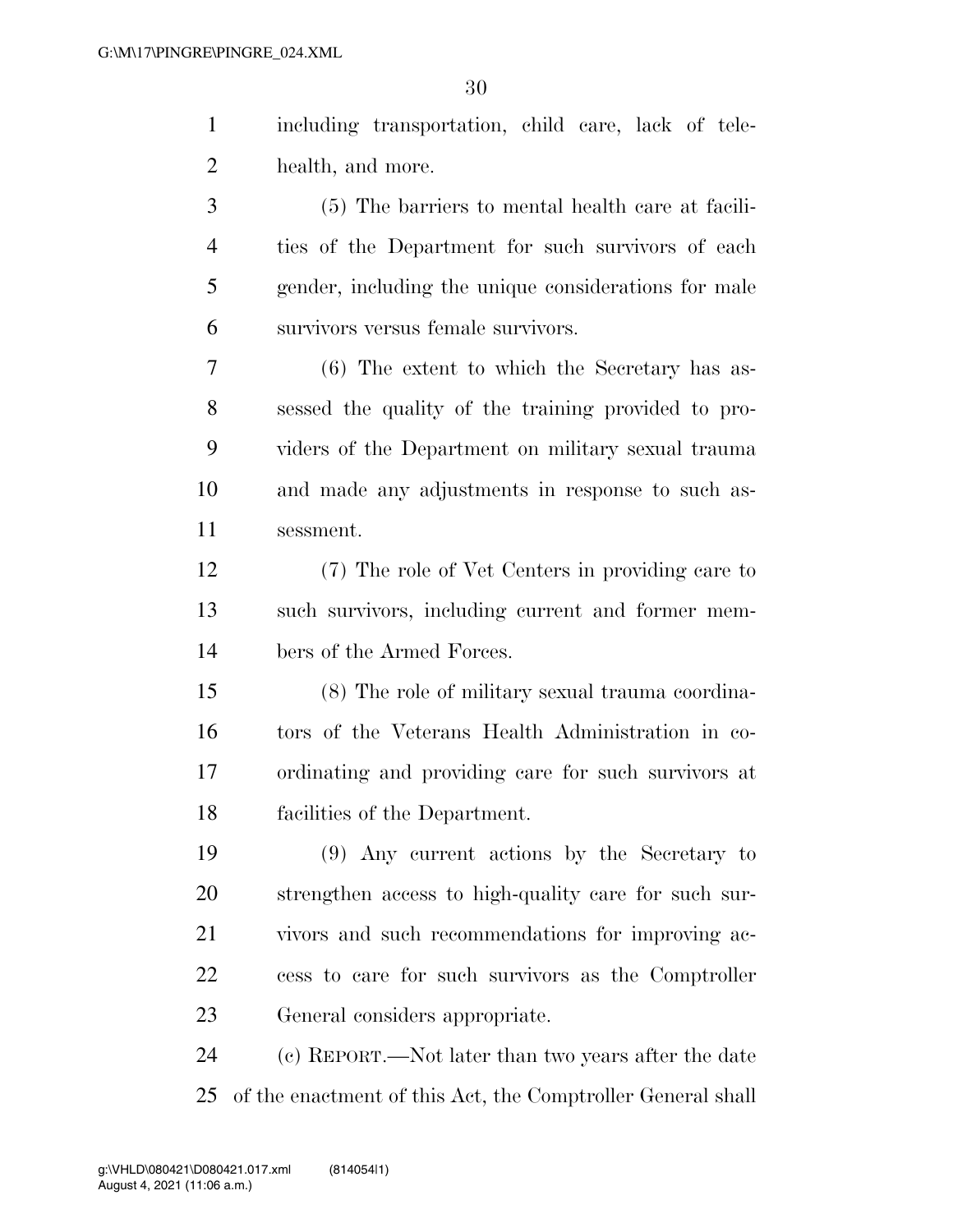including transportation, child care, lack of telehealth, and more.

(5) The barriers to mental health care at facilities of the Department for such survivors of each gender, including the unique considerations for male survivors versus female survivors.

(6) The extent to which the Secretary has assessed the quality of the training provided to providers of the Department on military sexual trauma and made any adjustments in response to such assessment.

(7) The role of Vet Centers in providing care to such survivors, including current and former members of the Armed Forces.

(8) The role of military sexual trauma coordinators of the Veterans Health Administration in coordinating and providing care for such survivors at facilities of the Department.

(9) Any current actions by the Secretary to strengthen access to high-quality care for such survivors and such recommendations for improving access to care for such survivors as the Comptroller General considers appropriate.

(c) REPORT.—Not later than two years after the date of the enactment of this Act, the Comptroller General shall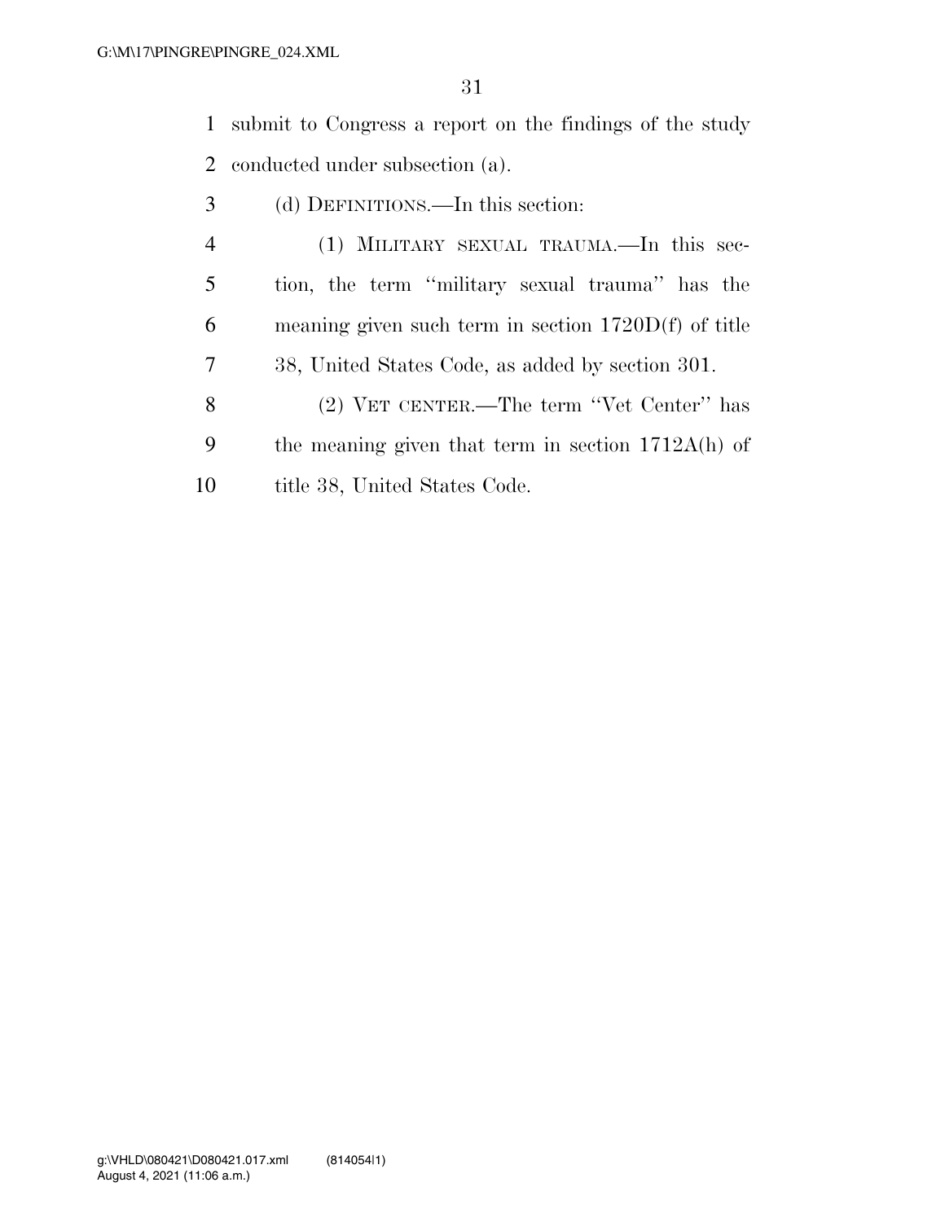submit to Congress a report on the findings of the study conducted under subsection (a).

(d) DEFINITIONS.—In this section:

(1) MILITARY SEXUAL TRAUMA.—In this section, the term ''military sexual trauma'' has the meaning given such term in section 1720D(f) of title 38, United States Code, as added by section 301.

(2) VET CENTER.—The term ''Vet Center'' has the meaning given that term in section 1712A(h) of title 38, United States Code.